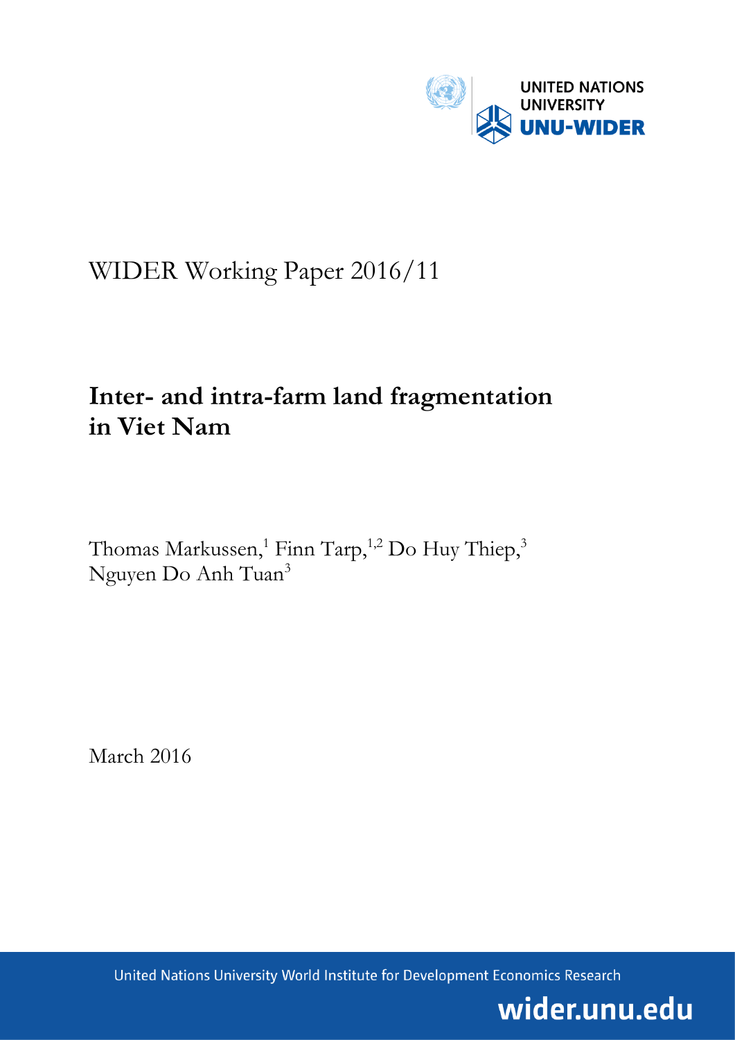UNITED NATIONS UNIVERSITY
UNU-WIDER

WIDER Working Paper 2016/11

# Inter- and intra-farm land fragmentation in Viet Nam

Thomas Markussen,[1] Finn Tarp,[1,2] Do Huy Thiep,[3] Nguyen Do Anh Tuan[3]

March 2016

United Nations University World Institute for Development Economics Research

wider.unu.edu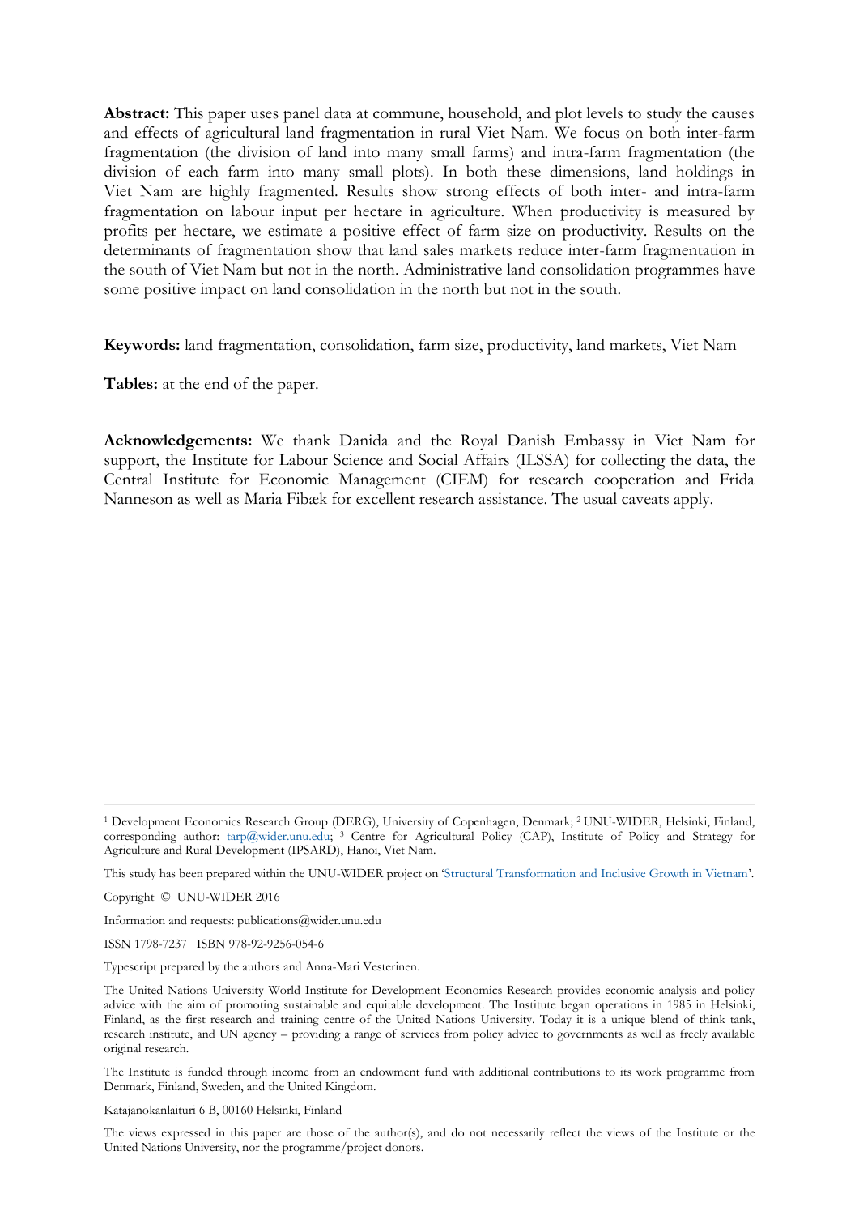**Abstract:** This paper uses panel data at commune, household, and plot levels to study the causes and effects of agricultural land fragmentation in rural Viet Nam. We focus on both inter-farm fragmentation (the division of land into many small farms) and intra-farm fragmentation (the division of each farm into many small plots). In both these dimensions, land holdings in Viet Nam are highly fragmented. Results show strong effects of both inter- and intra-farm fragmentation on labour input per hectare in agriculture. When productivity is measured by profits per hectare, we estimate a positive effect of farm size on productivity. Results on the determinants of fragmentation show that land sales markets reduce inter-farm fragmentation in the south of Viet Nam but not in the north. Administrative land consolidation programmes have some positive impact on land consolidation in the north but not in the south.

**Keywords:** land fragmentation, consolidation, farm size, productivity, land markets, Viet Nam

**Tables:** at the end of the paper.

**Acknowledgements:** We thank Danida and the Royal Danish Embassy in Viet Nam for support, the Institute for Labour Science and Social Affairs (ILSSA) for collecting the data, the Central Institute for Economic Management (CIEM) for research cooperation and Frida Nanneson as well as Maria Fibæk for excellent research assistance. The usual caveats apply.

---

[1] Development Economics Research Group (DERG), University of Copenhagen, Denmark; [2] UNU-WIDER, Helsinki, Finland, corresponding author: tarp@wider.unu.edu; [3] Centre for Agricultural Policy (CAP), Institute of Policy and Strategy for Agriculture and Rural Development (IPSARD), Hanoi, Viet Nam.

This study has been prepared within the UNU-WIDER project on 'Structural Transformation and Inclusive Growth in Vietnam'.

Copyright © UNU-WIDER 2016

Information and requests: publications@wider.unu.edu

ISSN 1798-7237 ISBN 978-92-9256-054-6

Typescript prepared by the authors and Anna-Mari Vesterinen.

The United Nations University World Institute for Development Economics Research provides economic analysis and policy advice with the aim of promoting sustainable and equitable development. The Institute began operations in 1985 in Helsinki, Finland, as the first research and training centre of the United Nations University. Today it is a unique blend of think tank, research institute, and UN agency – providing a range of services from policy advice to governments as well as freely available original research.

The Institute is funded through income from an endowment fund with additional contributions to its work programme from Denmark, Finland, Sweden, and the United Kingdom.

Katajanokanlaituri 6 B, 00160 Helsinki, Finland

The views expressed in this paper are those of the author(s), and do not necessarily reflect the views of the Institute or the United Nations University, nor the programme/project donors.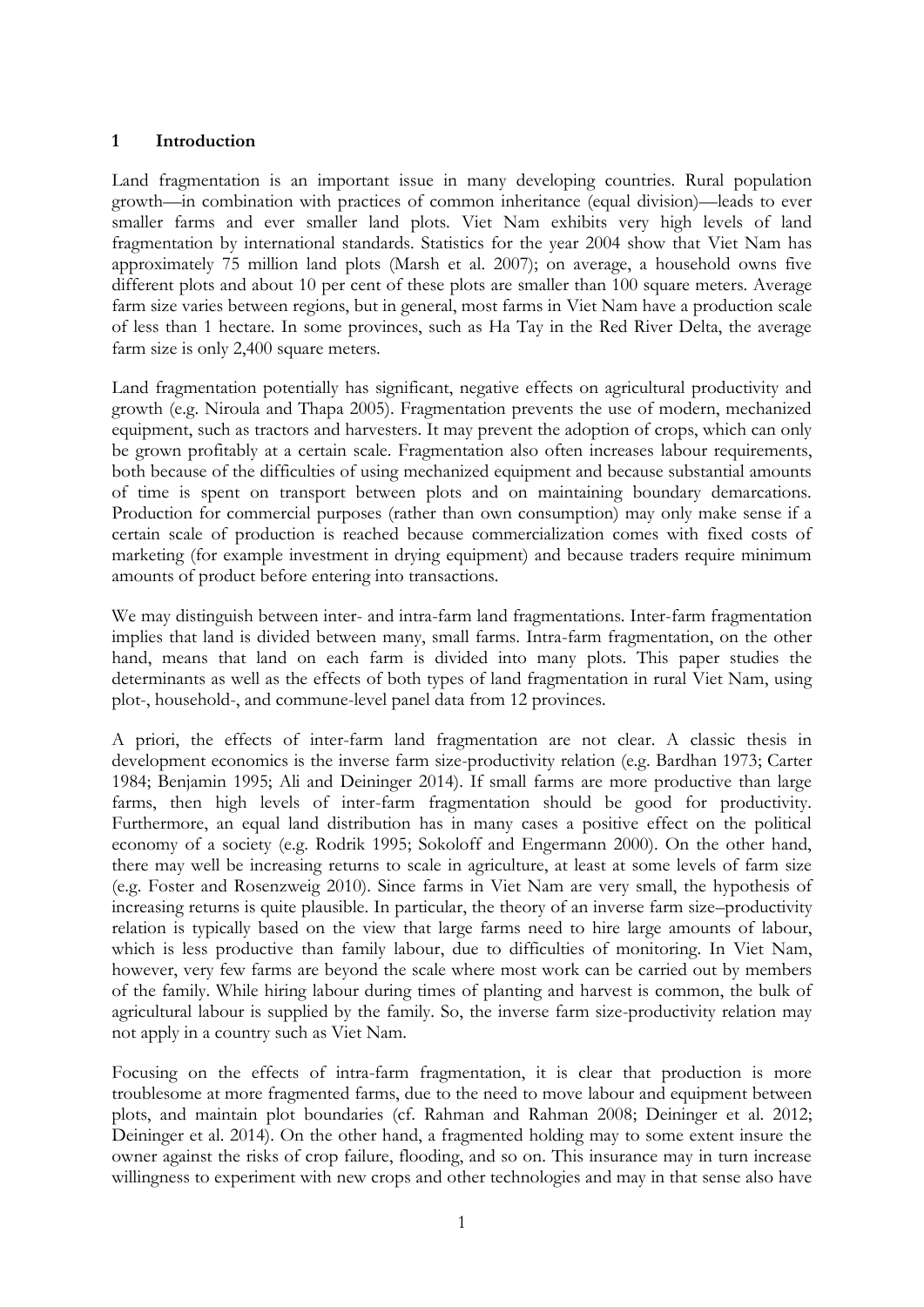## 1 Introduction

Land fragmentation is an important issue in many developing countries. Rural population growth—in combination with practices of common inheritance (equal division)—leads to ever smaller farms and ever smaller land plots. Viet Nam exhibits very high levels of land fragmentation by international standards. Statistics for the year 2004 show that Viet Nam has approximately 75 million land plots (Marsh et al. 2007); on average, a household owns five different plots and about 10 per cent of these plots are smaller than 100 square meters. Average farm size varies between regions, but in general, most farms in Viet Nam have a production scale of less than 1 hectare. In some provinces, such as Ha Tay in the Red River Delta, the average farm size is only 2,400 square meters.

Land fragmentation potentially has significant, negative effects on agricultural productivity and growth (e.g. Niroula and Thapa 2005). Fragmentation prevents the use of modern, mechanized equipment, such as tractors and harvesters. It may prevent the adoption of crops, which can only be grown profitably at a certain scale. Fragmentation also often increases labour requirements, both because of the difficulties of using mechanized equipment and because substantial amounts of time is spent on transport between plots and on maintaining boundary demarcations. Production for commercial purposes (rather than own consumption) may only make sense if a certain scale of production is reached because commercialization comes with fixed costs of marketing (for example investment in drying equipment) and because traders require minimum amounts of product before entering into transactions.

We may distinguish between inter- and intra-farm land fragmentations. Inter-farm fragmentation implies that land is divided between many, small farms. Intra-farm fragmentation, on the other hand, means that land on each farm is divided into many plots. This paper studies the determinants as well as the effects of both types of land fragmentation in rural Viet Nam, using plot-, household-, and commune-level panel data from 12 provinces.

A priori, the effects of inter-farm land fragmentation are not clear. A classic thesis in development economics is the inverse farm size-productivity relation (e.g. Bardhan 1973; Carter 1984; Benjamin 1995; Ali and Deininger 2014). If small farms are more productive than large farms, then high levels of inter-farm fragmentation should be good for productivity. Furthermore, an equal land distribution has in many cases a positive effect on the political economy of a society (e.g. Rodrik 1995; Sokoloff and Engermann 2000). On the other hand, there may well be increasing returns to scale in agriculture, at least at some levels of farm size (e.g. Foster and Rosenzweig 2010). Since farms in Viet Nam are very small, the hypothesis of increasing returns is quite plausible. In particular, the theory of an inverse farm size–productivity relation is typically based on the view that large farms need to hire large amounts of labour, which is less productive than family labour, due to difficulties of monitoring. In Viet Nam, however, very few farms are beyond the scale where most work can be carried out by members of the family. While hiring labour during times of planting and harvest is common, the bulk of agricultural labour is supplied by the family. So, the inverse farm size-productivity relation may not apply in a country such as Viet Nam.

Focusing on the effects of intra-farm fragmentation, it is clear that production is more troublesome at more fragmented farms, due to the need to move labour and equipment between plots, and maintain plot boundaries (cf. Rahman and Rahman 2008; Deininger et al. 2012; Deininger et al. 2014). On the other hand, a fragmented holding may to some extent insure the owner against the risks of crop failure, flooding, and so on. This insurance may in turn increase willingness to experiment with new crops and other technologies and may in that sense also have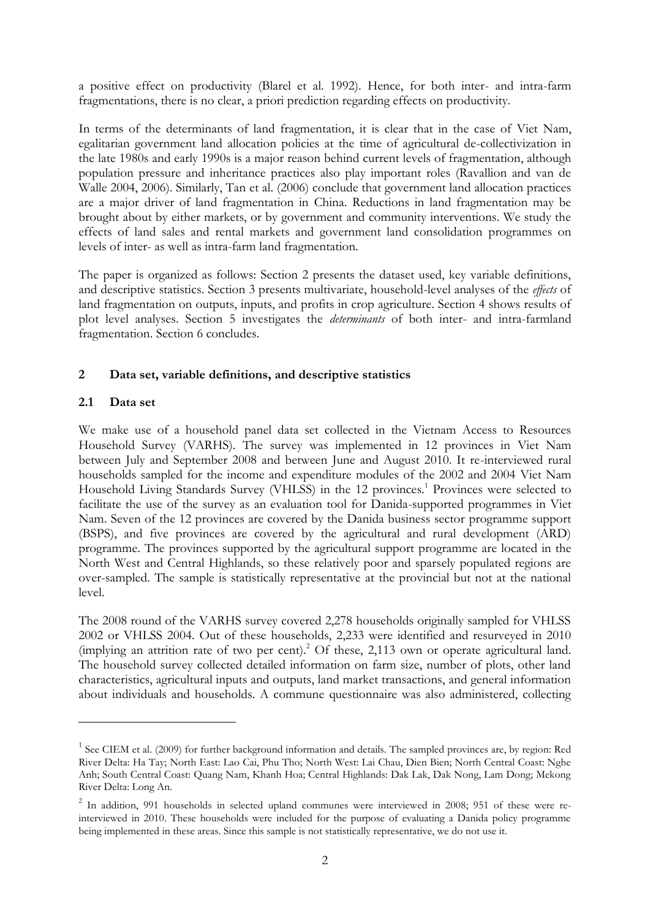a positive effect on productivity (Blarel et al. 1992). Hence, for both inter- and intra-farm fragmentations, there is no clear, a priori prediction regarding effects on productivity.

In terms of the determinants of land fragmentation, it is clear that in the case of Viet Nam, egalitarian government land allocation policies at the time of agricultural de-collectivization in the late 1980s and early 1990s is a major reason behind current levels of fragmentation, although population pressure and inheritance practices also play important roles (Ravallion and van de Walle 2004, 2006). Similarly, Tan et al. (2006) conclude that government land allocation practices are a major driver of land fragmentation in China. Reductions in land fragmentation may be brought about by either markets, or by government and community interventions. We study the effects of land sales and rental markets and government land consolidation programmes on levels of inter- as well as intra-farm land fragmentation.

The paper is organized as follows: Section 2 presents the dataset used, key variable definitions, and descriptive statistics. Section 3 presents multivariate, household-level analyses of the *effects* of land fragmentation on outputs, inputs, and profits in crop agriculture. Section 4 shows results of plot level analyses. Section 5 investigates the *determinants* of both inter- and intra-farmland fragmentation. Section 6 concludes.

## 2 Data set, variable definitions, and descriptive statistics

### 2.1 Data set

We make use of a household panel data set collected in the Vietnam Access to Resources Household Survey (VARHS). The survey was implemented in 12 provinces in Viet Nam between July and September 2008 and between June and August 2010. It re-interviewed rural households sampled for the income and expenditure modules of the 2002 and 2004 Viet Nam Household Living Standards Survey (VHLSS) in the 12 provinces.[1] Provinces were selected to facilitate the use of the survey as an evaluation tool for Danida-supported programmes in Viet Nam. Seven of the 12 provinces are covered by the Danida business sector programme support (BSPS), and five provinces are covered by the agricultural and rural development (ARD) programme. The provinces supported by the agricultural support programme are located in the North West and Central Highlands, so these relatively poor and sparsely populated regions are over-sampled. The sample is statistically representative at the provincial but not at the national level.

The 2008 round of the VARHS survey covered 2,278 households originally sampled for VHLSS 2002 or VHLSS 2004. Out of these households, 2,233 were identified and resurveyed in 2010 (implying an attrition rate of two per cent).[2] Of these, 2,113 own or operate agricultural land. The household survey collected detailed information on farm size, number of plots, other land characteristics, agricultural inputs and outputs, land market transactions, and general information about individuals and households. A commune questionnaire was also administered, collecting

---

[1] See CIEM et al. (2009) for further background information and details. The sampled provinces are, by region: Red River Delta: Ha Tay; North East: Lao Cai, Phu Tho; North West: Lai Chau, Dien Bien; North Central Coast: Nghe Anh; South Central Coast: Quang Nam, Khanh Hoa; Central Highlands: Dak Lak, Dak Nong, Lam Dong; Mekong River Delta: Long An.

[2] In addition, 991 households in selected upland communes were interviewed in 2008; 951 of these were re-interviewed in 2010. These households were included for the purpose of evaluating a Danida policy programme being implemented in these areas. Since this sample is not statistically representative, we do not use it.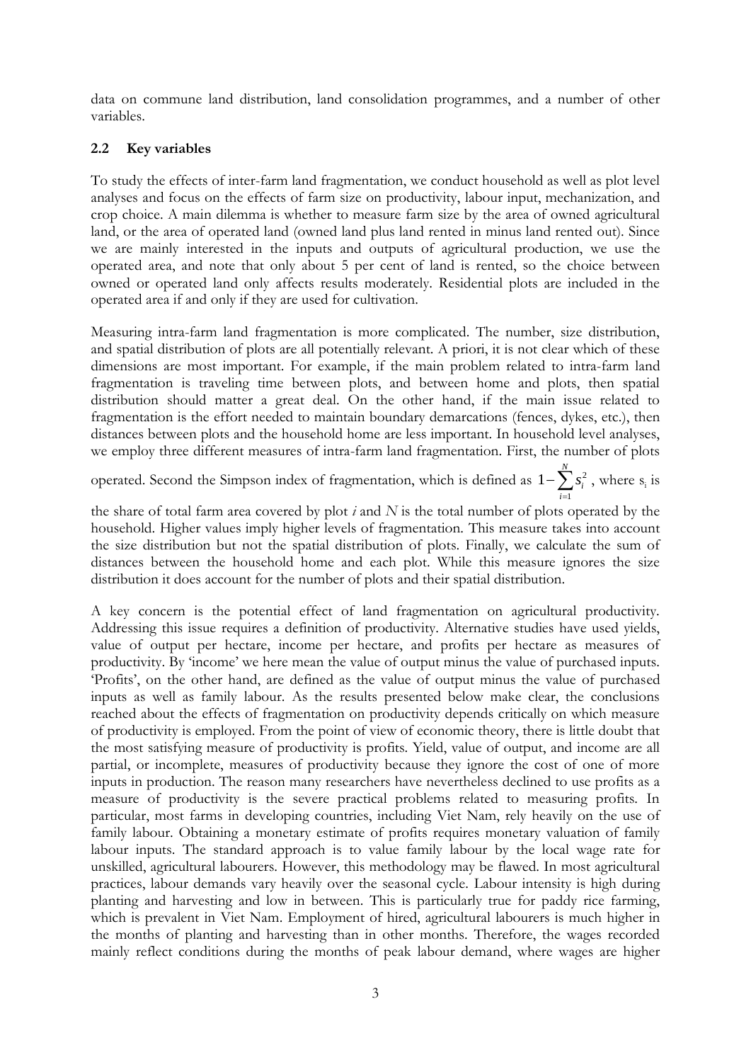data on commune land distribution, land consolidation programmes, and a number of other variables.

### 2.2 Key variables

To study the effects of inter-farm land fragmentation, we conduct household as well as plot level analyses and focus on the effects of farm size on productivity, labour input, mechanization, and crop choice. A main dilemma is whether to measure farm size by the area of owned agricultural land, or the area of operated land (owned land plus land rented in minus land rented out). Since we are mainly interested in the inputs and outputs of agricultural production, we use the operated area, and note that only about 5 per cent of land is rented, so the choice between owned or operated land only affects results moderately. Residential plots are included in the operated area if and only if they are used for cultivation.

Measuring intra-farm land fragmentation is more complicated. The number, size distribution, and spatial distribution of plots are all potentially relevant. A priori, it is not clear which of these dimensions are most important. For example, if the main problem related to intra-farm land fragmentation is traveling time between plots, and between home and plots, then spatial distribution should matter a great deal. On the other hand, if the main issue related to fragmentation is the effort needed to maintain boundary demarcations (fences, dykes, etc.), then distances between plots and the household home are less important. In household level analyses, we employ three different measures of intra-farm land fragmentation. First, the number of plots operated. Second the Simpson index of fragmentation, which is defined as $1-\sum_{i=1}^{N} s_i^2$, where $s_i$ is the share of total farm area covered by plot *i* and *N* is the total number of plots operated by the household. Higher values imply higher levels of fragmentation. This measure takes into account the size distribution but not the spatial distribution of plots. Finally, we calculate the sum of distances between the household home and each plot. While this measure ignores the size distribution it does account for the number of plots and their spatial distribution.

A key concern is the potential effect of land fragmentation on agricultural productivity. Addressing this issue requires a definition of productivity. Alternative studies have used yields, value of output per hectare, income per hectare, and profits per hectare as measures of productivity. By 'income' we here mean the value of output minus the value of purchased inputs. 'Profits', on the other hand, are defined as the value of output minus the value of purchased inputs as well as family labour. As the results presented below make clear, the conclusions reached about the effects of fragmentation on productivity depends critically on which measure of productivity is employed. From the point of view of economic theory, there is little doubt that the most satisfying measure of productivity is profits. Yield, value of output, and income are all partial, or incomplete, measures of productivity because they ignore the cost of one of more inputs in production. The reason many researchers have nevertheless declined to use profits as a measure of productivity is the severe practical problems related to measuring profits. In particular, most farms in developing countries, including Viet Nam, rely heavily on the use of family labour. Obtaining a monetary estimate of profits requires monetary valuation of family labour inputs. The standard approach is to value family labour by the local wage rate for unskilled, agricultural labourers. However, this methodology may be flawed. In most agricultural practices, labour demands vary heavily over the seasonal cycle. Labour intensity is high during planting and harvesting and low in between. This is particularly true for paddy rice farming, which is prevalent in Viet Nam. Employment of hired, agricultural labourers is much higher in the months of planting and harvesting than in other months. Therefore, the wages recorded mainly reflect conditions during the months of peak labour demand, where wages are higher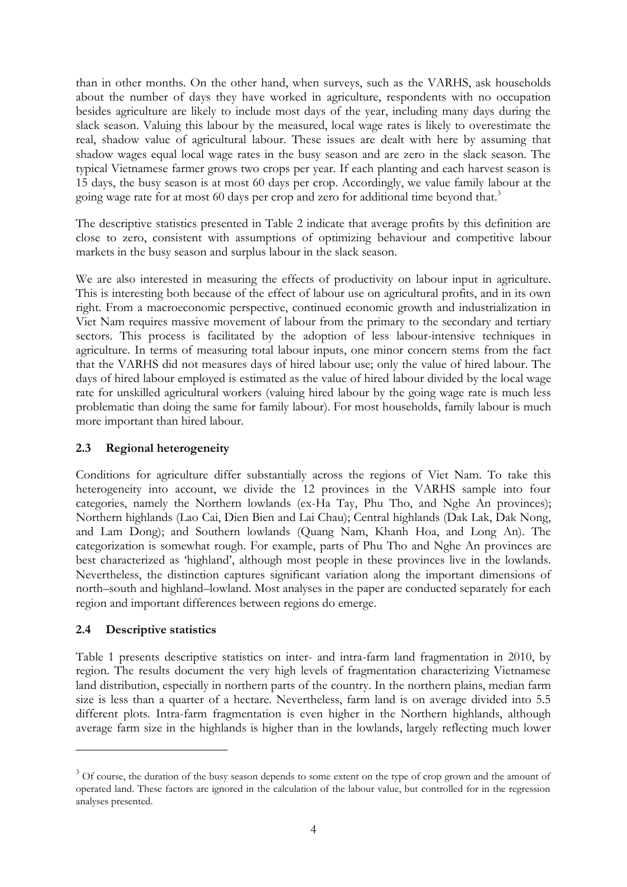than in other months. On the other hand, when surveys, such as the VARHS, ask households about the number of days they have worked in agriculture, respondents with no occupation besides agriculture are likely to include most days of the year, including many days during the slack season. Valuing this labour by the measured, local wage rates is likely to overestimate the real, shadow value of agricultural labour. These issues are dealt with here by assuming that shadow wages equal local wage rates in the busy season and are zero in the slack season. The typical Vietnamese farmer grows two crops per year. If each planting and each harvest season is 15 days, the busy season is at most 60 days per crop. Accordingly, we value family labour at the going wage rate for at most 60 days per crop and zero for additional time beyond that.[3]

The descriptive statistics presented in Table 2 indicate that average profits by this definition are close to zero, consistent with assumptions of optimizing behaviour and competitive labour markets in the busy season and surplus labour in the slack season.

We are also interested in measuring the effects of productivity on labour input in agriculture. This is interesting both because of the effect of labour use on agricultural profits, and in its own right. From a macroeconomic perspective, continued economic growth and industrialization in Viet Nam requires massive movement of labour from the primary to the secondary and tertiary sectors. This process is facilitated by the adoption of less labour-intensive techniques in agriculture. In terms of measuring total labour inputs, one minor concern stems from the fact that the VARHS did not measures days of hired labour use; only the value of hired labour. The days of hired labour employed is estimated as the value of hired labour divided by the local wage rate for unskilled agricultural workers (valuing hired labour by the going wage rate is much less problematic than doing the same for family labour). For most households, family labour is much more important than hired labour.

### 2.3 Regional heterogeneity

Conditions for agriculture differ substantially across the regions of Viet Nam. To take this heterogeneity into account, we divide the 12 provinces in the VARHS sample into four categories, namely the Northern lowlands (ex-Ha Tay, Phu Tho, and Nghe An provinces); Northern highlands (Lao Cai, Dien Bien and Lai Chau); Central highlands (Dak Lak, Dak Nong, and Lam Dong); and Southern lowlands (Quang Nam, Khanh Hoa, and Long An). The categorization is somewhat rough. For example, parts of Phu Tho and Nghe An provinces are best characterized as 'highland', although most people in these provinces live in the lowlands. Nevertheless, the distinction captures significant variation along the important dimensions of north–south and highland–lowland. Most analyses in the paper are conducted separately for each region and important differences between regions do emerge.

### 2.4 Descriptive statistics

Table 1 presents descriptive statistics on inter- and intra-farm land fragmentation in 2010, by region. The results document the very high levels of fragmentation characterizing Vietnamese land distribution, especially in northern parts of the country. In the northern plains, median farm size is less than a quarter of a hectare. Nevertheless, farm land is on average divided into 5.5 different plots. Intra-farm fragmentation is even higher in the Northern highlands, although average farm size in the highlands is higher than in the lowlands, largely reflecting much lower

---

[3] Of course, the duration of the busy season depends to some extent on the type of crop grown and the amount of operated land. These factors are ignored in the calculation of the labour value, but controlled for in the regression analyses presented.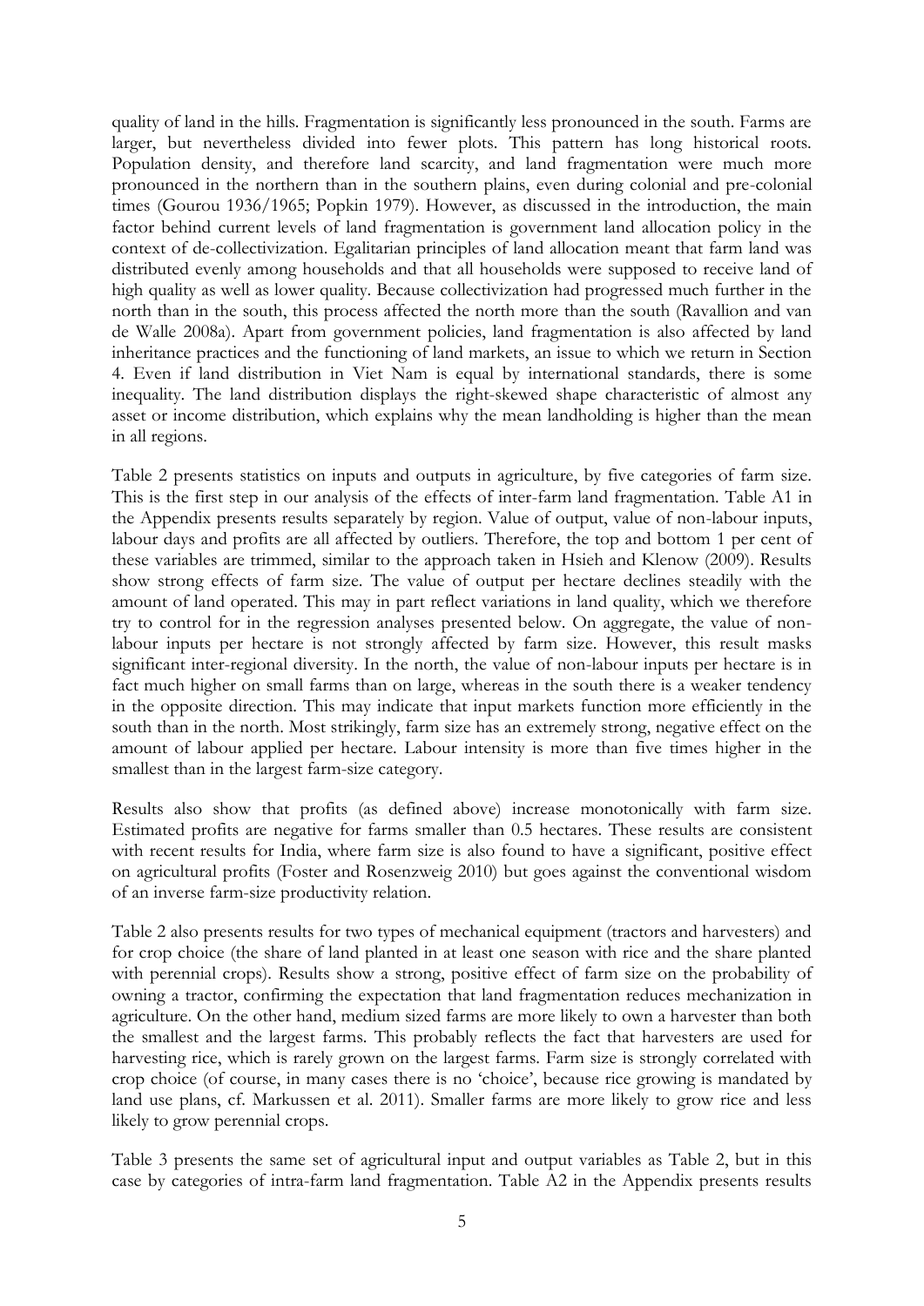quality of land in the hills. Fragmentation is significantly less pronounced in the south. Farms are larger, but nevertheless divided into fewer plots. This pattern has long historical roots. Population density, and therefore land scarcity, and land fragmentation were much more pronounced in the northern than in the southern plains, even during colonial and pre-colonial times (Gourou 1936/1965; Popkin 1979). However, as discussed in the introduction, the main factor behind current levels of land fragmentation is government land allocation policy in the context of de-collectivization. Egalitarian principles of land allocation meant that farm land was distributed evenly among households and that all households were supposed to receive land of high quality as well as lower quality. Because collectivization had progressed much further in the north than in the south, this process affected the north more than the south (Ravallion and van de Walle 2008a). Apart from government policies, land fragmentation is also affected by land inheritance practices and the functioning of land markets, an issue to which we return in Section 4. Even if land distribution in Viet Nam is equal by international standards, there is some inequality. The land distribution displays the right-skewed shape characteristic of almost any asset or income distribution, which explains why the mean landholding is higher than the mean in all regions.

Table 2 presents statistics on inputs and outputs in agriculture, by five categories of farm size. This is the first step in our analysis of the effects of inter-farm land fragmentation. Table A1 in the Appendix presents results separately by region. Value of output, value of non-labour inputs, labour days and profits are all affected by outliers. Therefore, the top and bottom 1 per cent of these variables are trimmed, similar to the approach taken in Hsieh and Klenow (2009). Results show strong effects of farm size. The value of output per hectare declines steadily with the amount of land operated. This may in part reflect variations in land quality, which we therefore try to control for in the regression analyses presented below. On aggregate, the value of non-labour inputs per hectare is not strongly affected by farm size. However, this result masks significant inter-regional diversity. In the north, the value of non-labour inputs per hectare is in fact much higher on small farms than on large, whereas in the south there is a weaker tendency in the opposite direction. This may indicate that input markets function more efficiently in the south than in the north. Most strikingly, farm size has an extremely strong, negative effect on the amount of labour applied per hectare. Labour intensity is more than five times higher in the smallest than in the largest farm-size category.

Results also show that profits (as defined above) increase monotonically with farm size. Estimated profits are negative for farms smaller than 0.5 hectares. These results are consistent with recent results for India, where farm size is also found to have a significant, positive effect on agricultural profits (Foster and Rosenzweig 2010) but goes against the conventional wisdom of an inverse farm-size productivity relation.

Table 2 also presents results for two types of mechanical equipment (tractors and harvesters) and for crop choice (the share of land planted in at least one season with rice and the share planted with perennial crops). Results show a strong, positive effect of farm size on the probability of owning a tractor, confirming the expectation that land fragmentation reduces mechanization in agriculture. On the other hand, medium sized farms are more likely to own a harvester than both the smallest and the largest farms. This probably reflects the fact that harvesters are used for harvesting rice, which is rarely grown on the largest farms. Farm size is strongly correlated with crop choice (of course, in many cases there is no 'choice', because rice growing is mandated by land use plans, cf. Markussen et al. 2011). Smaller farms are more likely to grow rice and less likely to grow perennial crops.

Table 3 presents the same set of agricultural input and output variables as Table 2, but in this case by categories of intra-farm land fragmentation. Table A2 in the Appendix presents results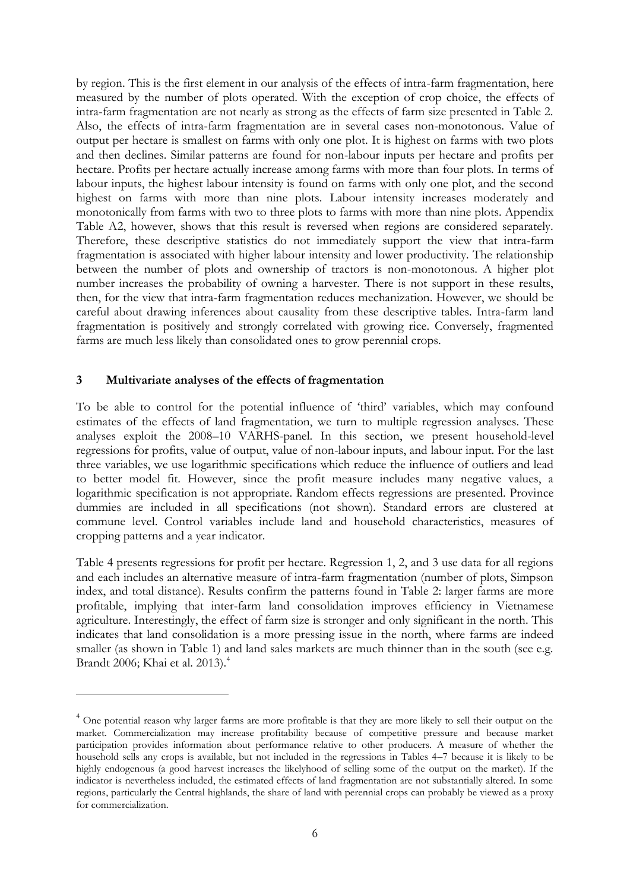by region. This is the first element in our analysis of the effects of intra-farm fragmentation, here measured by the number of plots operated. With the exception of crop choice, the effects of intra-farm fragmentation are not nearly as strong as the effects of farm size presented in Table 2. Also, the effects of intra-farm fragmentation are in several cases non-monotonous. Value of output per hectare is smallest on farms with only one plot. It is highest on farms with two plots and then declines. Similar patterns are found for non-labour inputs per hectare and profits per hectare. Profits per hectare actually increase among farms with more than four plots. In terms of labour inputs, the highest labour intensity is found on farms with only one plot, and the second highest on farms with more than nine plots. Labour intensity increases moderately and monotonically from farms with two to three plots to farms with more than nine plots. Appendix Table A2, however, shows that this result is reversed when regions are considered separately. Therefore, these descriptive statistics do not immediately support the view that intra-farm fragmentation is associated with higher labour intensity and lower productivity. The relationship between the number of plots and ownership of tractors is non-monotonous. A higher plot number increases the probability of owning a harvester. There is not support in these results, then, for the view that intra-farm fragmentation reduces mechanization. However, we should be careful about drawing inferences about causality from these descriptive tables. Intra-farm land fragmentation is positively and strongly correlated with growing rice. Conversely, fragmented farms are much less likely than consolidated ones to grow perennial crops.

## 3 Multivariate analyses of the effects of fragmentation

To be able to control for the potential influence of 'third' variables, which may confound estimates of the effects of land fragmentation, we turn to multiple regression analyses. These analyses exploit the 2008–10 VARHS-panel. In this section, we present household-level regressions for profits, value of output, value of non-labour inputs, and labour input. For the last three variables, we use logarithmic specifications which reduce the influence of outliers and lead to better model fit. However, since the profit measure includes many negative values, a logarithmic specification is not appropriate. Random effects regressions are presented. Province dummies are included in all specifications (not shown). Standard errors are clustered at commune level. Control variables include land and household characteristics, measures of cropping patterns and a year indicator.

Table 4 presents regressions for profit per hectare. Regression 1, 2, and 3 use data for all regions and each includes an alternative measure of intra-farm fragmentation (number of plots, Simpson index, and total distance). Results confirm the patterns found in Table 2: larger farms are more profitable, implying that inter-farm land consolidation improves efficiency in Vietnamese agriculture. Interestingly, the effect of farm size is stronger and only significant in the north. This indicates that land consolidation is a more pressing issue in the north, where farms are indeed smaller (as shown in Table 1) and land sales markets are much thinner than in the south (see e.g. Brandt 2006; Khai et al. 2013).[4]

---

[4] One potential reason why larger farms are more profitable is that they are more likely to sell their output on the market. Commercialization may increase profitability because of competitive pressure and because market participation provides information about performance relative to other producers. A measure of whether the household sells any crops is available, but not included in the regressions in Tables 4–7 because it is likely to be highly endogenous (a good harvest increases the likelyhood of selling some of the output on the market). If the indicator is nevertheless included, the estimated effects of land fragmentation are not substantially altered. In some regions, particularly the Central highlands, the share of land with perennial crops can probably be viewed as a proxy for commercialization.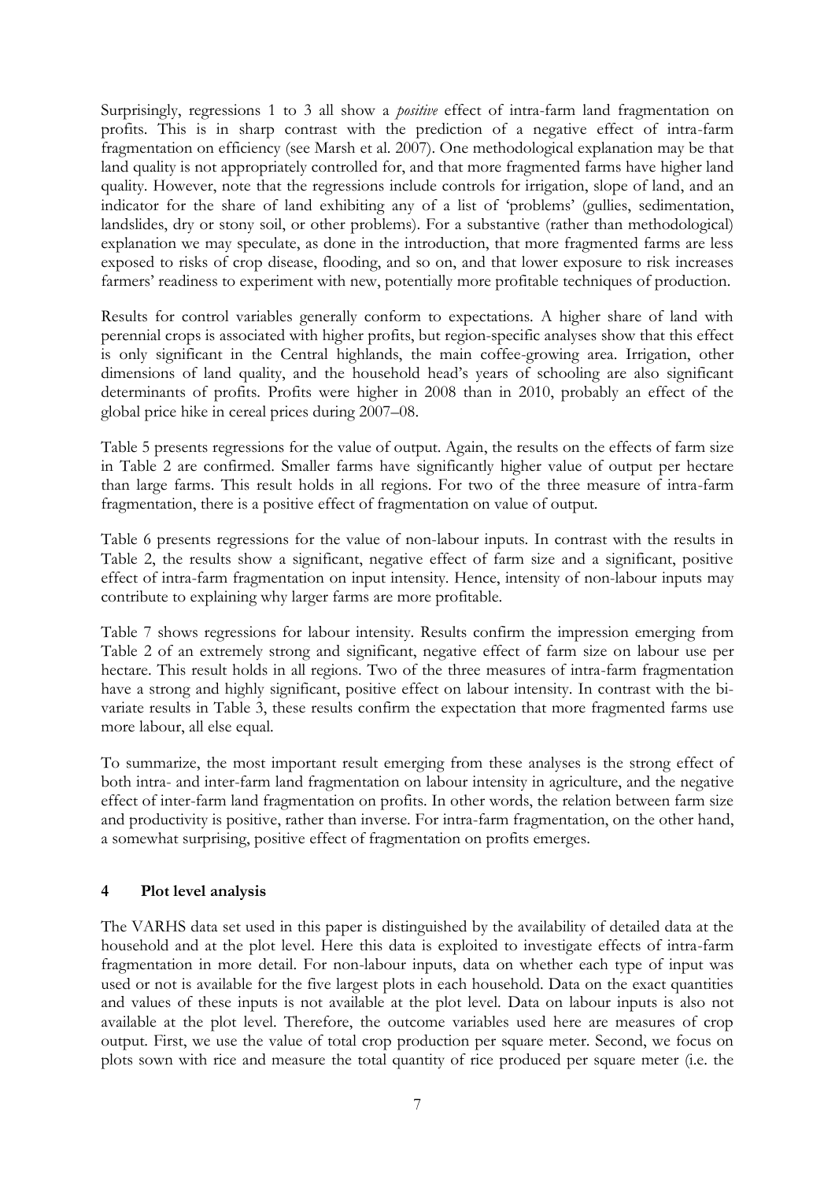Surprisingly, regressions 1 to 3 all show a *positive* effect of intra-farm land fragmentation on profits. This is in sharp contrast with the prediction of a negative effect of intra-farm fragmentation on efficiency (see Marsh et al. 2007). One methodological explanation may be that land quality is not appropriately controlled for, and that more fragmented farms have higher land quality. However, note that the regressions include controls for irrigation, slope of land, and an indicator for the share of land exhibiting any of a list of 'problems' (gullies, sedimentation, landslides, dry or stony soil, or other problems). For a substantive (rather than methodological) explanation we may speculate, as done in the introduction, that more fragmented farms are less exposed to risks of crop disease, flooding, and so on, and that lower exposure to risk increases farmers' readiness to experiment with new, potentially more profitable techniques of production.

Results for control variables generally conform to expectations. A higher share of land with perennial crops is associated with higher profits, but region-specific analyses show that this effect is only significant in the Central highlands, the main coffee-growing area. Irrigation, other dimensions of land quality, and the household head's years of schooling are also significant determinants of profits. Profits were higher in 2008 than in 2010, probably an effect of the global price hike in cereal prices during 2007–08.

Table 5 presents regressions for the value of output. Again, the results on the effects of farm size in Table 2 are confirmed. Smaller farms have significantly higher value of output per hectare than large farms. This result holds in all regions. For two of the three measure of intra-farm fragmentation, there is a positive effect of fragmentation on value of output.

Table 6 presents regressions for the value of non-labour inputs. In contrast with the results in Table 2, the results show a significant, negative effect of farm size and a significant, positive effect of intra-farm fragmentation on input intensity. Hence, intensity of non-labour inputs may contribute to explaining why larger farms are more profitable.

Table 7 shows regressions for labour intensity. Results confirm the impression emerging from Table 2 of an extremely strong and significant, negative effect of farm size on labour use per hectare. This result holds in all regions. Two of the three measures of intra-farm fragmentation have a strong and highly significant, positive effect on labour intensity. In contrast with the bi-variate results in Table 3, these results confirm the expectation that more fragmented farms use more labour, all else equal.

To summarize, the most important result emerging from these analyses is the strong effect of both intra- and inter-farm land fragmentation on labour intensity in agriculture, and the negative effect of inter-farm land fragmentation on profits. In other words, the relation between farm size and productivity is positive, rather than inverse. For intra-farm fragmentation, on the other hand, a somewhat surprising, positive effect of fragmentation on profits emerges.

## 4 Plot level analysis

The VARHS data set used in this paper is distinguished by the availability of detailed data at the household and at the plot level. Here this data is exploited to investigate effects of intra-farm fragmentation in more detail. For non-labour inputs, data on whether each type of input was used or not is available for the five largest plots in each household. Data on the exact quantities and values of these inputs is not available at the plot level. Data on labour inputs is also not available at the plot level. Therefore, the outcome variables used here are measures of crop output. First, we use the value of total crop production per square meter. Second, we focus on plots sown with rice and measure the total quantity of rice produced per square meter (i.e. the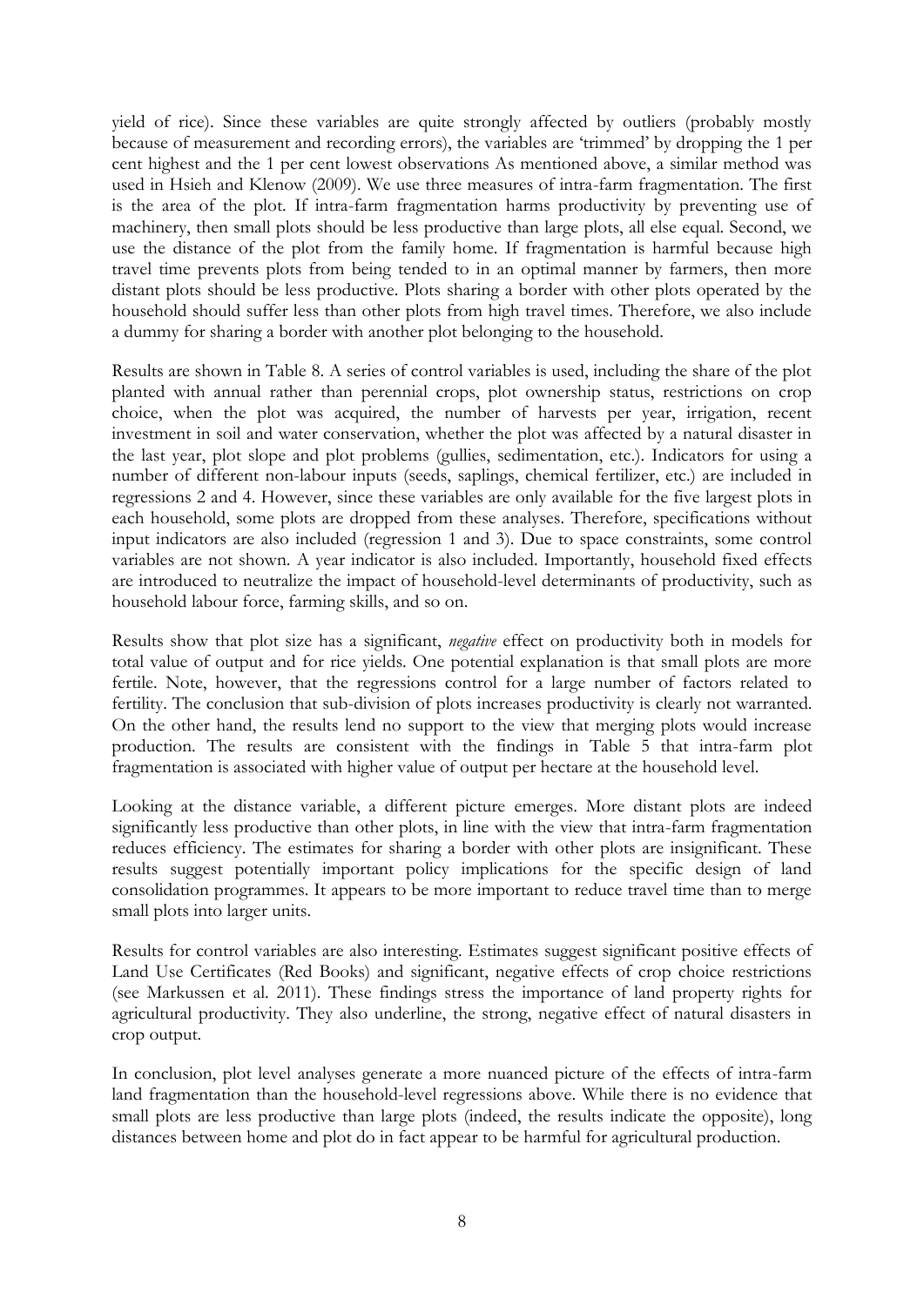yield of rice). Since these variables are quite strongly affected by outliers (probably mostly because of measurement and recording errors), the variables are 'trimmed' by dropping the 1 per cent highest and the 1 per cent lowest observations As mentioned above, a similar method was used in Hsieh and Klenow (2009). We use three measures of intra-farm fragmentation. The first is the area of the plot. If intra-farm fragmentation harms productivity by preventing use of machinery, then small plots should be less productive than large plots, all else equal. Second, we use the distance of the plot from the family home. If fragmentation is harmful because high travel time prevents plots from being tended to in an optimal manner by farmers, then more distant plots should be less productive. Plots sharing a border with other plots operated by the household should suffer less than other plots from high travel times. Therefore, we also include a dummy for sharing a border with another plot belonging to the household.

Results are shown in Table 8. A series of control variables is used, including the share of the plot planted with annual rather than perennial crops, plot ownership status, restrictions on crop choice, when the plot was acquired, the number of harvests per year, irrigation, recent investment in soil and water conservation, whether the plot was affected by a natural disaster in the last year, plot slope and plot problems (gullies, sedimentation, etc.). Indicators for using a number of different non-labour inputs (seeds, saplings, chemical fertilizer, etc.) are included in regressions 2 and 4. However, since these variables are only available for the five largest plots in each household, some plots are dropped from these analyses. Therefore, specifications without input indicators are also included (regression 1 and 3). Due to space constraints, some control variables are not shown. A year indicator is also included. Importantly, household fixed effects are introduced to neutralize the impact of household-level determinants of productivity, such as household labour force, farming skills, and so on.

Results show that plot size has a significant, *negative* effect on productivity both in models for total value of output and for rice yields. One potential explanation is that small plots are more fertile. Note, however, that the regressions control for a large number of factors related to fertility. The conclusion that sub-division of plots increases productivity is clearly not warranted. On the other hand, the results lend no support to the view that merging plots would increase production. The results are consistent with the findings in Table 5 that intra-farm plot fragmentation is associated with higher value of output per hectare at the household level.

Looking at the distance variable, a different picture emerges. More distant plots are indeed significantly less productive than other plots, in line with the view that intra-farm fragmentation reduces efficiency. The estimates for sharing a border with other plots are insignificant. These results suggest potentially important policy implications for the specific design of land consolidation programmes. It appears to be more important to reduce travel time than to merge small plots into larger units.

Results for control variables are also interesting. Estimates suggest significant positive effects of Land Use Certificates (Red Books) and significant, negative effects of crop choice restrictions (see Markussen et al. 2011). These findings stress the importance of land property rights for agricultural productivity. They also underline, the strong, negative effect of natural disasters in crop output.

In conclusion, plot level analyses generate a more nuanced picture of the effects of intra-farm land fragmentation than the household-level regressions above. While there is no evidence that small plots are less productive than large plots (indeed, the results indicate the opposite), long distances between home and plot do in fact appear to be harmful for agricultural production.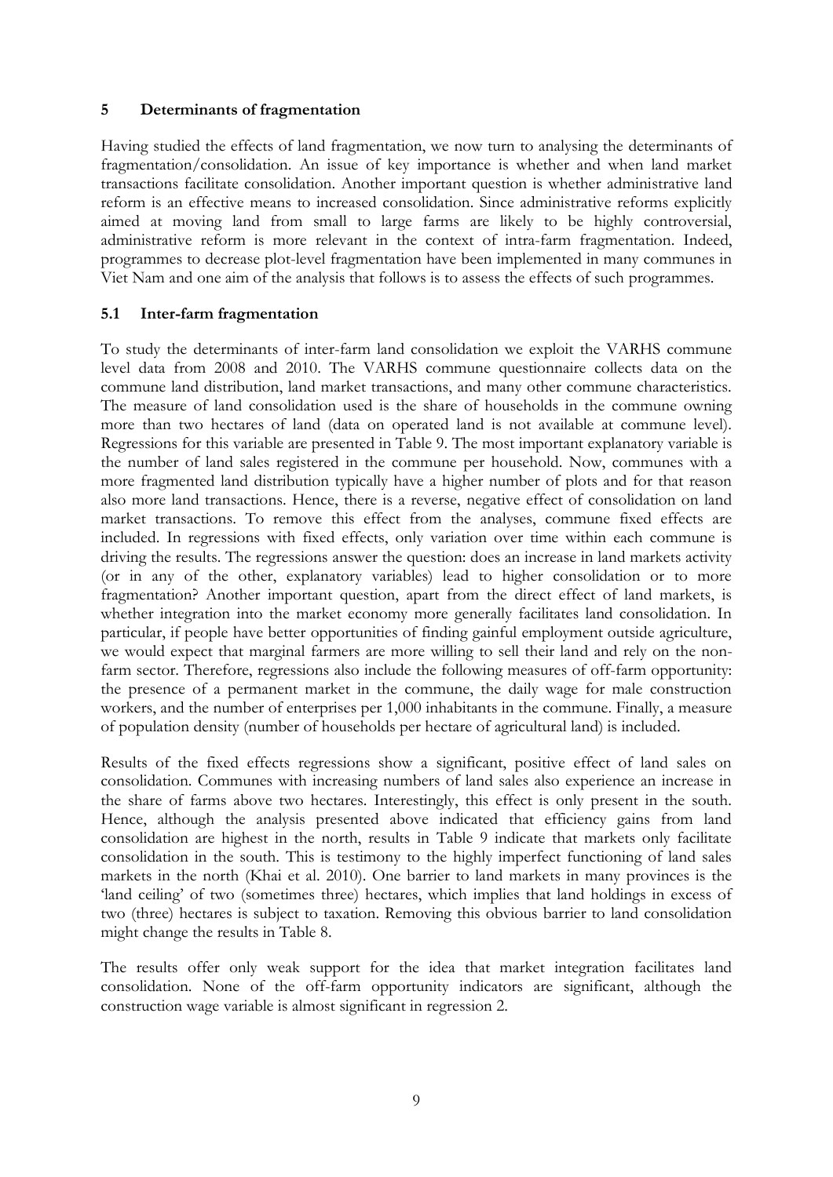## 5 Determinants of fragmentation

Having studied the effects of land fragmentation, we now turn to analysing the determinants of fragmentation/consolidation. An issue of key importance is whether and when land market transactions facilitate consolidation. Another important question is whether administrative land reform is an effective means to increased consolidation. Since administrative reforms explicitly aimed at moving land from small to large farms are likely to be highly controversial, administrative reform is more relevant in the context of intra-farm fragmentation. Indeed, programmes to decrease plot-level fragmentation have been implemented in many communes in Viet Nam and one aim of the analysis that follows is to assess the effects of such programmes.

### 5.1 Inter-farm fragmentation

To study the determinants of inter-farm land consolidation we exploit the VARHS commune level data from 2008 and 2010. The VARHS commune questionnaire collects data on the commune land distribution, land market transactions, and many other commune characteristics. The measure of land consolidation used is the share of households in the commune owning more than two hectares of land (data on operated land is not available at commune level). Regressions for this variable are presented in Table 9. The most important explanatory variable is the number of land sales registered in the commune per household. Now, communes with a more fragmented land distribution typically have a higher number of plots and for that reason also more land transactions. Hence, there is a reverse, negative effect of consolidation on land market transactions. To remove this effect from the analyses, commune fixed effects are included. In regressions with fixed effects, only variation over time within each commune is driving the results. The regressions answer the question: does an increase in land markets activity (or in any of the other, explanatory variables) lead to higher consolidation or to more fragmentation? Another important question, apart from the direct effect of land markets, is whether integration into the market economy more generally facilitates land consolidation. In particular, if people have better opportunities of finding gainful employment outside agriculture, we would expect that marginal farmers are more willing to sell their land and rely on the non-farm sector. Therefore, regressions also include the following measures of off-farm opportunity: the presence of a permanent market in the commune, the daily wage for male construction workers, and the number of enterprises per 1,000 inhabitants in the commune. Finally, a measure of population density (number of households per hectare of agricultural land) is included.

Results of the fixed effects regressions show a significant, positive effect of land sales on consolidation. Communes with increasing numbers of land sales also experience an increase in the share of farms above two hectares. Interestingly, this effect is only present in the south. Hence, although the analysis presented above indicated that efficiency gains from land consolidation are highest in the north, results in Table 9 indicate that markets only facilitate consolidation in the south. This is testimony to the highly imperfect functioning of land sales markets in the north (Khai et al. 2010). One barrier to land markets in many provinces is the 'land ceiling' of two (sometimes three) hectares, which implies that land holdings in excess of two (three) hectares is subject to taxation. Removing this obvious barrier to land consolidation might change the results in Table 8.

The results offer only weak support for the idea that market integration facilitates land consolidation. None of the off-farm opportunity indicators are significant, although the construction wage variable is almost significant in regression 2.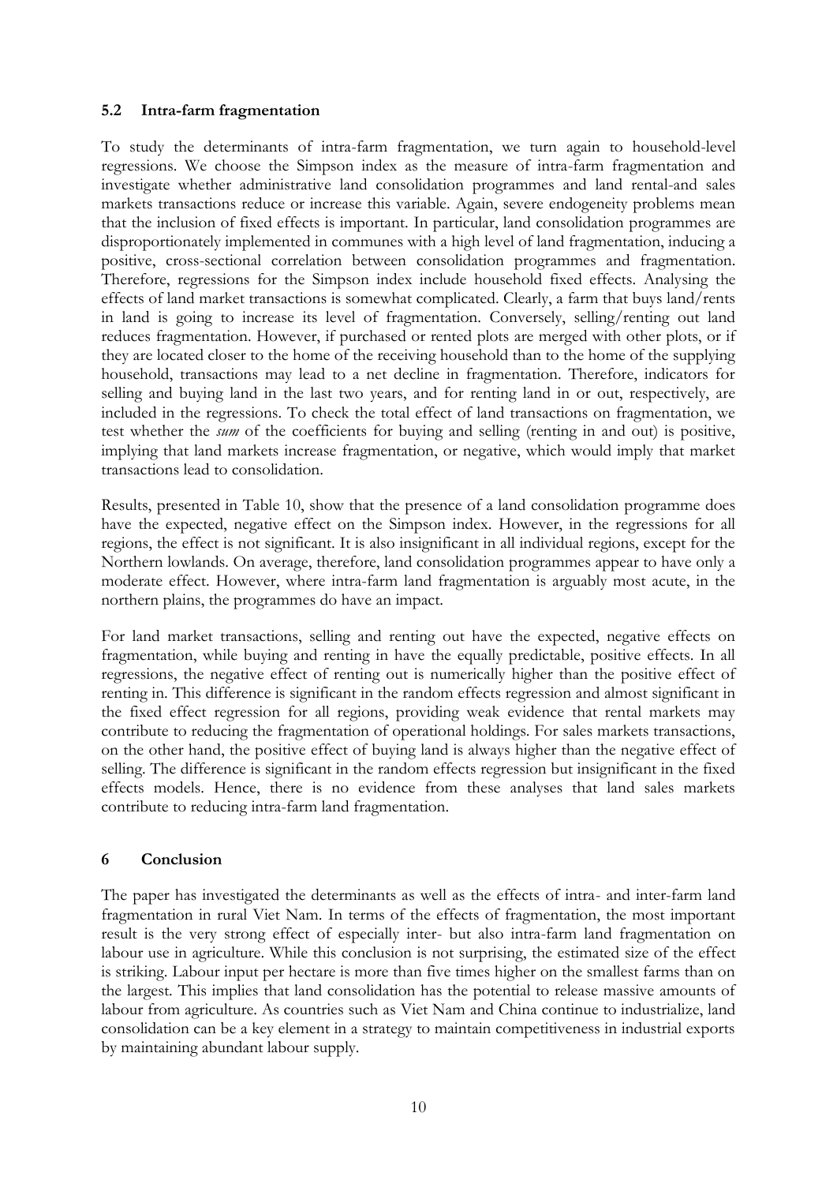### 5.2 Intra-farm fragmentation

To study the determinants of intra-farm fragmentation, we turn again to household-level regressions. We choose the Simpson index as the measure of intra-farm fragmentation and investigate whether administrative land consolidation programmes and land rental-and sales markets transactions reduce or increase this variable. Again, severe endogeneity problems mean that the inclusion of fixed effects is important. In particular, land consolidation programmes are disproportionately implemented in communes with a high level of land fragmentation, inducing a positive, cross-sectional correlation between consolidation programmes and fragmentation. Therefore, regressions for the Simpson index include household fixed effects. Analysing the effects of land market transactions is somewhat complicated. Clearly, a farm that buys land/rents in land is going to increase its level of fragmentation. Conversely, selling/renting out land reduces fragmentation. However, if purchased or rented plots are merged with other plots, or if they are located closer to the home of the receiving household than to the home of the supplying household, transactions may lead to a net decline in fragmentation. Therefore, indicators for selling and buying land in the last two years, and for renting land in or out, respectively, are included in the regressions. To check the total effect of land transactions on fragmentation, we test whether the *sum* of the coefficients for buying and selling (renting in and out) is positive, implying that land markets increase fragmentation, or negative, which would imply that market transactions lead to consolidation.

Results, presented in Table 10, show that the presence of a land consolidation programme does have the expected, negative effect on the Simpson index. However, in the regressions for all regions, the effect is not significant. It is also insignificant in all individual regions, except for the Northern lowlands. On average, therefore, land consolidation programmes appear to have only a moderate effect. However, where intra-farm land fragmentation is arguably most acute, in the northern plains, the programmes do have an impact.

For land market transactions, selling and renting out have the expected, negative effects on fragmentation, while buying and renting in have the equally predictable, positive effects. In all regressions, the negative effect of renting out is numerically higher than the positive effect of renting in. This difference is significant in the random effects regression and almost significant in the fixed effect regression for all regions, providing weak evidence that rental markets may contribute to reducing the fragmentation of operational holdings. For sales markets transactions, on the other hand, the positive effect of buying land is always higher than the negative effect of selling. The difference is significant in the random effects regression but insignificant in the fixed effects models. Hence, there is no evidence from these analyses that land sales markets contribute to reducing intra-farm land fragmentation.

## 6 Conclusion

The paper has investigated the determinants as well as the effects of intra- and inter-farm land fragmentation in rural Viet Nam. In terms of the effects of fragmentation, the most important result is the very strong effect of especially inter- but also intra-farm land fragmentation on labour use in agriculture. While this conclusion is not surprising, the estimated size of the effect is striking. Labour input per hectare is more than five times higher on the smallest farms than on the largest. This implies that land consolidation has the potential to release massive amounts of labour from agriculture. As countries such as Viet Nam and China continue to industrialize, land consolidation can be a key element in a strategy to maintain competitiveness in industrial exports by maintaining abundant labour supply.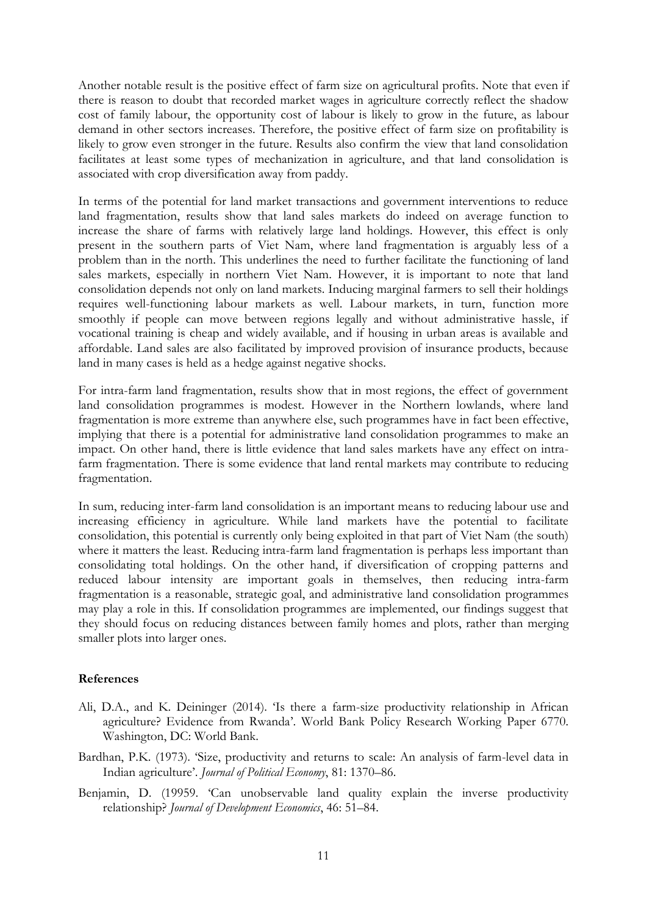Another notable result is the positive effect of farm size on agricultural profits. Note that even if there is reason to doubt that recorded market wages in agriculture correctly reflect the shadow cost of family labour, the opportunity cost of labour is likely to grow in the future, as labour demand in other sectors increases. Therefore, the positive effect of farm size on profitability is likely to grow even stronger in the future. Results also confirm the view that land consolidation facilitates at least some types of mechanization in agriculture, and that land consolidation is associated with crop diversification away from paddy.

In terms of the potential for land market transactions and government interventions to reduce land fragmentation, results show that land sales markets do indeed on average function to increase the share of farms with relatively large land holdings. However, this effect is only present in the southern parts of Viet Nam, where land fragmentation is arguably less of a problem than in the north. This underlines the need to further facilitate the functioning of land sales markets, especially in northern Viet Nam. However, it is important to note that land consolidation depends not only on land markets. Inducing marginal farmers to sell their holdings requires well-functioning labour markets as well. Labour markets, in turn, function more smoothly if people can move between regions legally and without administrative hassle, if vocational training is cheap and widely available, and if housing in urban areas is available and affordable. Land sales are also facilitated by improved provision of insurance products, because land in many cases is held as a hedge against negative shocks.

For intra-farm land fragmentation, results show that in most regions, the effect of government land consolidation programmes is modest. However in the Northern lowlands, where land fragmentation is more extreme than anywhere else, such programmes have in fact been effective, implying that there is a potential for administrative land consolidation programmes to make an impact. On other hand, there is little evidence that land sales markets have any effect on intra-farm fragmentation. There is some evidence that land rental markets may contribute to reducing fragmentation.

In sum, reducing inter-farm land consolidation is an important means to reducing labour use and increasing efficiency in agriculture. While land markets have the potential to facilitate consolidation, this potential is currently only being exploited in that part of Viet Nam (the south) where it matters the least. Reducing intra-farm land fragmentation is perhaps less important than consolidating total holdings. On the other hand, if diversification of cropping patterns and reduced labour intensity are important goals in themselves, then reducing intra-farm fragmentation is a reasonable, strategic goal, and administrative land consolidation programmes may play a role in this. If consolidation programmes are implemented, our findings suggest that they should focus on reducing distances between family homes and plots, rather than merging smaller plots into larger ones.

## References

Ali, D.A., and K. Deininger (2014). 'Is there a farm-size productivity relationship in African agriculture? Evidence from Rwanda'. World Bank Policy Research Working Paper 6770. Washington, DC: World Bank.

Bardhan, P.K. (1973). 'Size, productivity and returns to scale: An analysis of farm-level data in Indian agriculture'. *Journal of Political Economy*, 81: 1370–86.

Benjamin, D. (19959. 'Can unobservable land quality explain the inverse productivity relationship? *Journal of Development Economics*, 46: 51–84.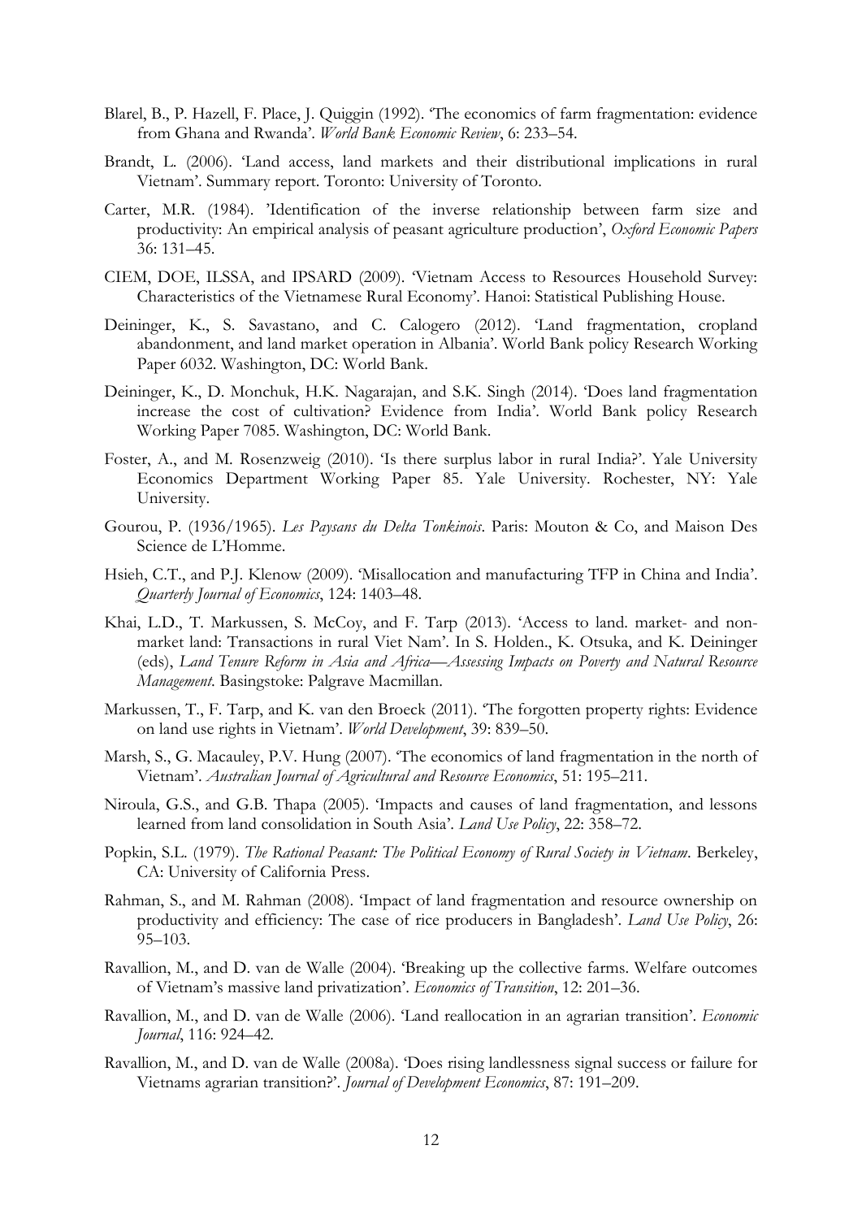Blarel, B., P. Hazell, F. Place, J. Quiggin (1992). 'The economics of farm fragmentation: evidence from Ghana and Rwanda'. *World Bank Economic Review*, 6: 233–54.

Brandt, L. (2006). 'Land access, land markets and their distributional implications in rural Vietnam'. Summary report. Toronto: University of Toronto.

Carter, M.R. (1984). 'Identification of the inverse relationship between farm size and productivity: An empirical analysis of peasant agriculture production', *Oxford Economic Papers* 36: 131–45.

CIEM, DOE, ILSSA, and IPSARD (2009). 'Vietnam Access to Resources Household Survey: Characteristics of the Vietnamese Rural Economy'. Hanoi: Statistical Publishing House.

Deininger, K., S. Savastano, and C. Calogero (2012). 'Land fragmentation, cropland abandonment, and land market operation in Albania'. World Bank policy Research Working Paper 6032. Washington, DC: World Bank.

Deininger, K., D. Monchuk, H.K. Nagarajan, and S.K. Singh (2014). 'Does land fragmentation increase the cost of cultivation? Evidence from India'. World Bank policy Research Working Paper 7085. Washington, DC: World Bank.

Foster, A., and M. Rosenzweig (2010). 'Is there surplus labor in rural India?'. Yale University Economics Department Working Paper 85. Yale University. Rochester, NY: Yale University.

Gourou, P. (1936/1965). *Les Paysans du Delta Tonkinois*. Paris: Mouton & Co, and Maison Des Science de L'Homme.

Hsieh, C.T., and P.J. Klenow (2009). 'Misallocation and manufacturing TFP in China and India'. *Quarterly Journal of Economics*, 124: 1403–48.

Khai, L.D., T. Markussen, S. McCoy, and F. Tarp (2013). 'Access to land. market- and non-market land: Transactions in rural Viet Nam'. In S. Holden., K. Otsuka, and K. Deininger (eds), *Land Tenure Reform in Asia and Africa—Assessing Impacts on Poverty and Natural Resource Management*. Basingstoke: Palgrave Macmillan.

Markussen, T., F. Tarp, and K. van den Broeck (2011). 'The forgotten property rights: Evidence on land use rights in Vietnam'. *World Development*, 39: 839–50.

Marsh, S., G. Macauley, P.V. Hung (2007). 'The economics of land fragmentation in the north of Vietnam'. *Australian Journal of Agricultural and Resource Economics*, 51: 195–211.

Niroula, G.S., and G.B. Thapa (2005). 'Impacts and causes of land fragmentation, and lessons learned from land consolidation in South Asia'. *Land Use Policy*, 22: 358–72.

Popkin, S.L. (1979). *The Rational Peasant: The Political Economy of Rural Society in Vietnam*. Berkeley, CA: University of California Press.

Rahman, S., and M. Rahman (2008). 'Impact of land fragmentation and resource ownership on productivity and efficiency: The case of rice producers in Bangladesh'. *Land Use Policy*, 26: 95–103.

Ravallion, M., and D. van de Walle (2004). 'Breaking up the collective farms. Welfare outcomes of Vietnam's massive land privatization'. *Economics of Transition*, 12: 201–36.

Ravallion, M., and D. van de Walle (2006). 'Land reallocation in an agrarian transition'. *Economic Journal*, 116: 924–42.

Ravallion, M., and D. van de Walle (2008a). 'Does rising landlessness signal success or failure for Vietnams agrarian transition?'. *Journal of Development Economics*, 87: 191–209.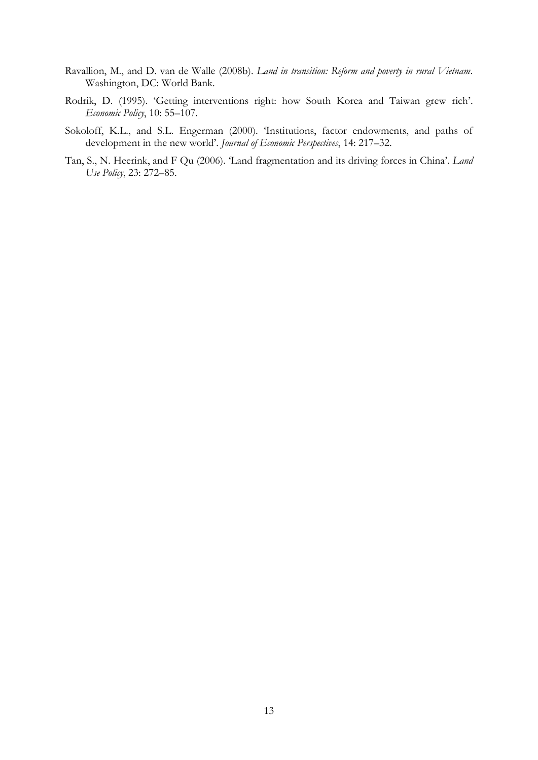Ravallion, M., and D. van de Walle (2008b). *Land in transition: Reform and poverty in rural Vietnam*. Washington, DC: World Bank.

Rodrik, D. (1995). 'Getting interventions right: how South Korea and Taiwan grew rich'. *Economic Policy*, 10: 55–107.

Sokoloff, K.L., and S.L. Engerman (2000). 'Institutions, factor endowments, and paths of development in the new world'. *Journal of Economic Perspectives*, 14: 217–32.

Tan, S., N. Heerink, and F Qu (2006). 'Land fragmentation and its driving forces in China'. *Land Use Policy*, 23: 272–85.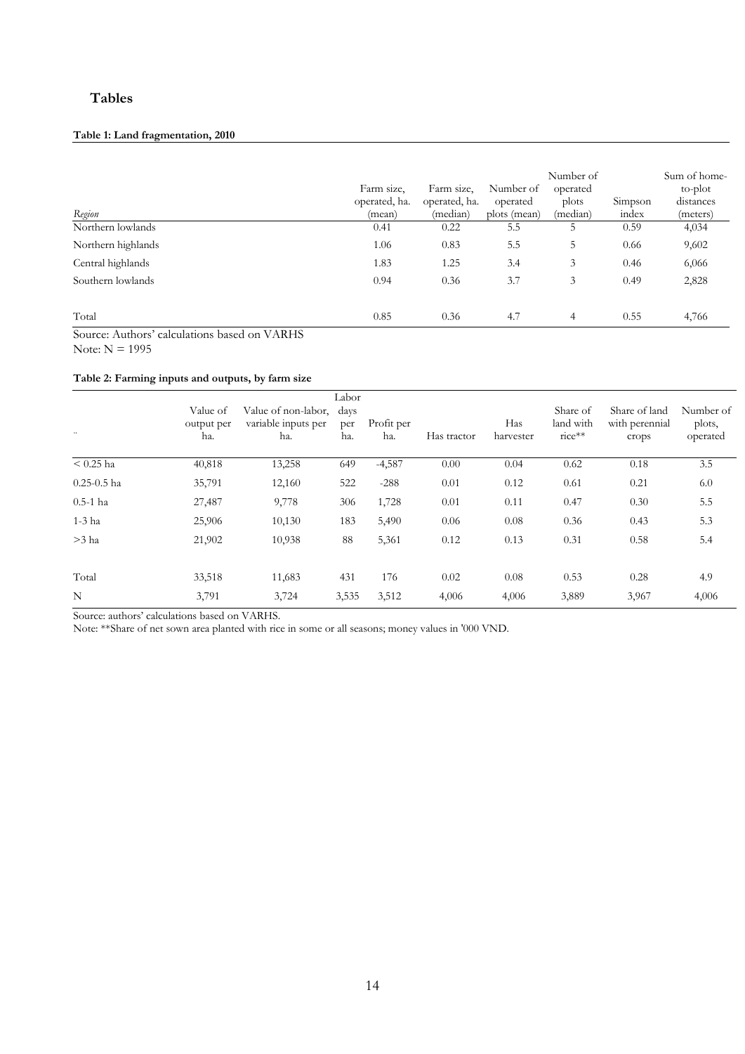## Tables

**Table 1: Land fragmentation, 2010**

| *Region* | Farm size, operated, ha. (mean) | Farm size, operated, ha. (median) | Number of operated plots (mean) | Number of operated plots (median) | Simpson index | Sum of home-to-plot distances (meters) |
|---|---|---|---|---|---|---|
| Northern lowlands | 0.41 | 0.22 | 5.5 | 5 | 0.59 | 4,034 |
| Northern highlands | 1.06 | 0.83 | 5.5 | 5 | 0.66 | 9,602 |
| Central highlands | 1.83 | 1.25 | 3.4 | 3 | 0.46 | 6,066 |
| Southern lowlands | 0.94 | 0.36 | 3.7 | 3 | 0.49 | 2,828 |
| Total | 0.85 | 0.36 | 4.7 | 4 | 0.55 | 4,766 |

Source: Authors' calculations based on VARHS

Note: N = 1995

**Table 2: Farming inputs and outputs, by farm size**

| .. | Value of output per ha. | Value of non-labor, variable inputs per ha. | Labor days per ha. | Profit per ha. | Has tractor | Has harvester | Share of land with rice** | Share of land with perennial crops | Number of plots, operated |
|---|---|---|---|---|---|---|---|---|---|
| < 0.25 ha | 40,818 | 13,258 | 649 | -4,587 | 0.00 | 0.04 | 0.62 | 0.18 | 3.5 |
| 0.25-0.5 ha | 35,791 | 12,160 | 522 | -288 | 0.01 | 0.12 | 0.61 | 0.21 | 6.0 |
| 0.5-1 ha | 27,487 | 9,778 | 306 | 1,728 | 0.01 | 0.11 | 0.47 | 0.30 | 5.5 |
| 1-3 ha | 25,906 | 10,130 | 183 | 5,490 | 0.06 | 0.08 | 0.36 | 0.43 | 5.3 |
| >3 ha | 21,902 | 10,938 | 88 | 5,361 | 0.12 | 0.13 | 0.31 | 0.58 | 5.4 |
| Total | 33,518 | 11,683 | 431 | 176 | 0.02 | 0.08 | 0.53 | 0.28 | 4.9 |
| N | 3,791 | 3,724 | 3,535 | 3,512 | 4,006 | 4,006 | 3,889 | 3,967 | 4,006 |

Source: authors' calculations based on VARHS.

Note: **Share of net sown area planted with rice in some or all seasons; money values in '000 VND.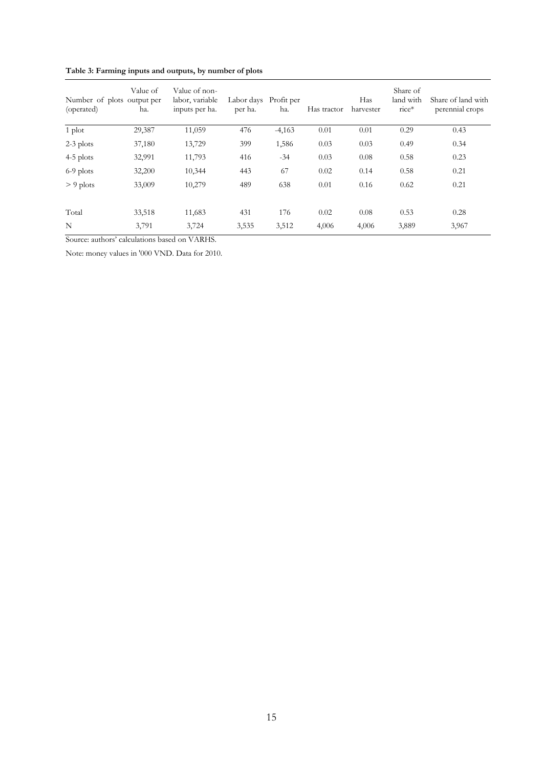**Table 3: Farming inputs and outputs, by number of plots**

| Number of plots (operated) | Value of output per ha. | Value of non-labor, variable inputs per ha. | Labor days per ha. | Profit per ha. | Has tractor | Has harvester | Share of land with rice* | Share of land with perennial crops |
|---|---|---|---|---|---|---|---|---|
| 1 plot | 29,387 | 11,059 | 476 | -4,163 | 0.01 | 0.01 | 0.29 | 0.43 |
| 2-3 plots | 37,180 | 13,729 | 399 | 1,586 | 0.03 | 0.03 | 0.49 | 0.34 |
| 4-5 plots | 32,991 | 11,793 | 416 | -34 | 0.03 | 0.08 | 0.58 | 0.23 |
| 6-9 plots | 32,200 | 10,344 | 443 | 67 | 0.02 | 0.14 | 0.58 | 0.21 |
| > 9 plots | 33,009 | 10,279 | 489 | 638 | 0.01 | 0.16 | 0.62 | 0.21 |
| Total | 33,518 | 11,683 | 431 | 176 | 0.02 | 0.08 | 0.53 | 0.28 |
| N | 3,791 | 3,724 | 3,535 | 3,512 | 4,006 | 4,006 | 3,889 | 3,967 |

Source: authors' calculations based on VARHS.

Note: money values in '000 VND. Data for 2010.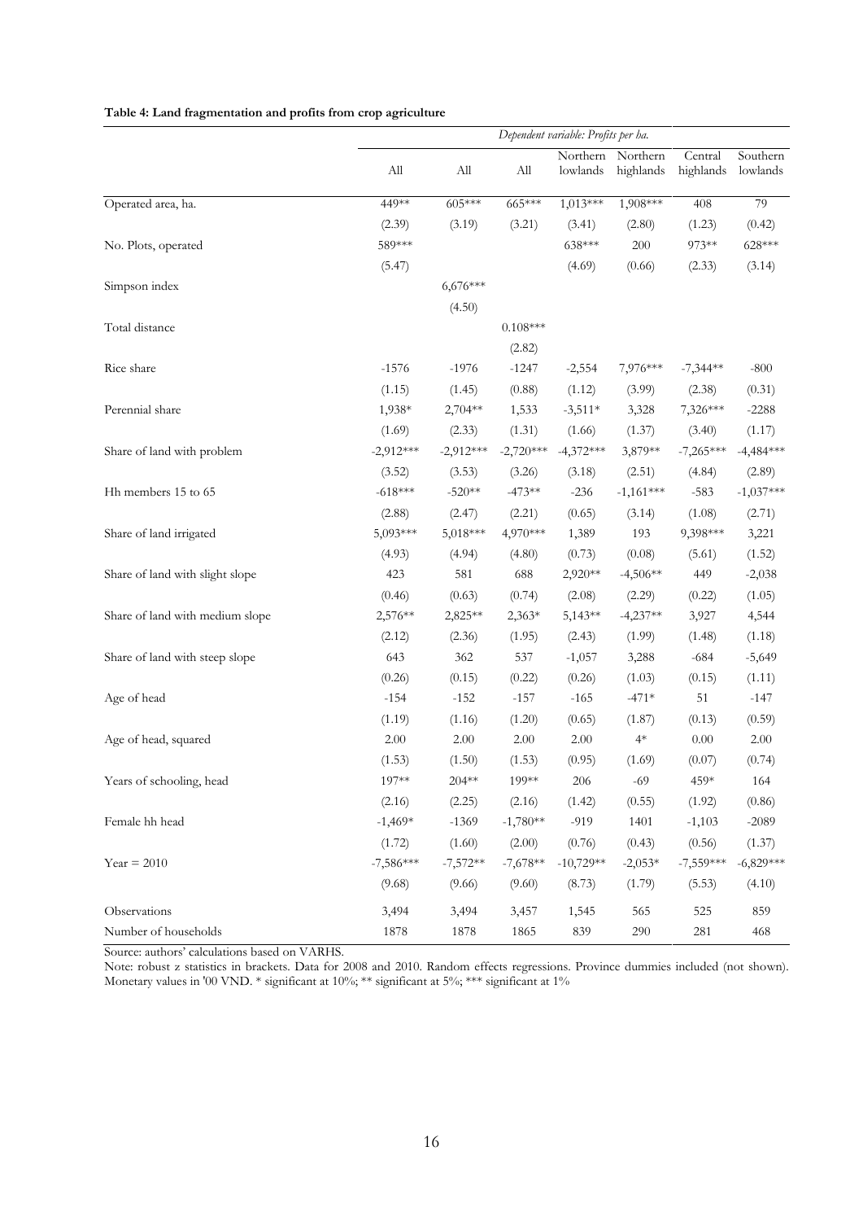**Table 4: Land fragmentation and profits from crop agriculture**

| | *Dependent variable: Profits per ha.* | | | | | | |
|---|---|---|---|---|---|---|---|
| | All | All | All | Northern lowlands | Northern highlands | Central highlands | Southern lowlands |
| Operated area, ha. | 449** | 605*** | 665*** | 1,013*** | 1,908*** | 408 | 79 |
| | (2.39) | (3.19) | (3.21) | (3.41) | (2.80) | (1.23) | (0.42) |
| No. Plots, operated | 589*** | | | 638*** | 200 | 973** | 628*** |
| | (5.47) | | | (4.69) | (0.66) | (2.33) | (3.14) |
| Simpson index | | 6,676*** | | | | | |
| | | (4.50) | | | | | |
| Total distance | | | 0.108*** | | | | |
| | | | (2.82) | | | | |
| Rice share | -1576 | -1976 | -1247 | -2,554 | 7,976*** | -7,344** | -800 |
| | (1.15) | (1.45) | (0.88) | (1.12) | (3.99) | (2.38) | (0.31) |
| Perennial share | 1,938* | 2,704** | 1,533 | -3,511* | 3,328 | 7,326*** | -2288 |
| | (1.69) | (2.33) | (1.31) | (1.66) | (1.37) | (3.40) | (1.17) |
| Share of land with problem | -2,912*** | -2,912*** | -2,720*** | -4,372*** | 3,879** | -7,265*** | -4,484*** |
| | (3.52) | (3.53) | (3.26) | (3.18) | (2.51) | (4.84) | (2.89) |
| Hh members 15 to 65 | -618*** | -520** | -473** | -236 | -1,161*** | -583 | -1,037*** |
| | (2.88) | (2.47) | (2.21) | (0.65) | (3.14) | (1.08) | (2.71) |
| Share of land irrigated | 5,093*** | 5,018*** | 4,970*** | 1,389 | 193 | 9,398*** | 3,221 |
| | (4.93) | (4.94) | (4.80) | (0.73) | (0.08) | (5.61) | (1.52) |
| Share of land with slight slope | 423 | 581 | 688 | 2,920** | -4,506** | 449 | -2,038 |
| | (0.46) | (0.63) | (0.74) | (2.08) | (2.29) | (0.22) | (1.05) |
| Share of land with medium slope | 2,576** | 2,825** | 2,363* | 5,143** | -4,237** | 3,927 | 4,544 |
| | (2.12) | (2.36) | (1.95) | (2.43) | (1.99) | (1.48) | (1.18) |
| Share of land with steep slope | 643 | 362 | 537 | -1,057 | 3,288 | -684 | -5,649 |
| | (0.26) | (0.15) | (0.22) | (0.26) | (1.03) | (0.15) | (1.11) |
| Age of head | -154 | -152 | -157 | -165 | -471* | 51 | -147 |
| | (1.19) | (1.16) | (1.20) | (0.65) | (1.87) | (0.13) | (0.59) |
| Age of head, squared | 2.00 | 2.00 | 2.00 | 2.00 | 4* | 0.00 | 2.00 |
| | (1.53) | (1.50) | (1.53) | (0.95) | (1.69) | (0.07) | (0.74) |
| Years of schooling, head | 197** | 204** | 199** | 206 | -69 | 459* | 164 |
| | (2.16) | (2.25) | (2.16) | (1.42) | (0.55) | (1.92) | (0.86) |
| Female hh head | -1,469* | -1369 | -1,780** | -919 | 1401 | -1,103 | -2089 |
| | (1.72) | (1.60) | (2.00) | (0.76) | (0.43) | (0.56) | (1.37) |
| Year = 2010 | -7,586*** | -7,572** | -7,678** | -10,729** | -2,053* | -7,559*** | -6,829*** |
| | (9.68) | (9.66) | (9.60) | (8.73) | (1.79) | (5.53) | (4.10) |
| Observations | 3,494 | 3,494 | 3,457 | 1,545 | 565 | 525 | 859 |
| Number of households | 1878 | 1878 | 1865 | 839 | 290 | 281 | 468 |

Source: authors' calculations based on VARHS.

Note: robust z statistics in brackets. Data for 2008 and 2010. Random effects regressions. Province dummies included (not shown). Monetary values in '00 VND. * significant at 10%; ** significant at 5%; *** significant at 1%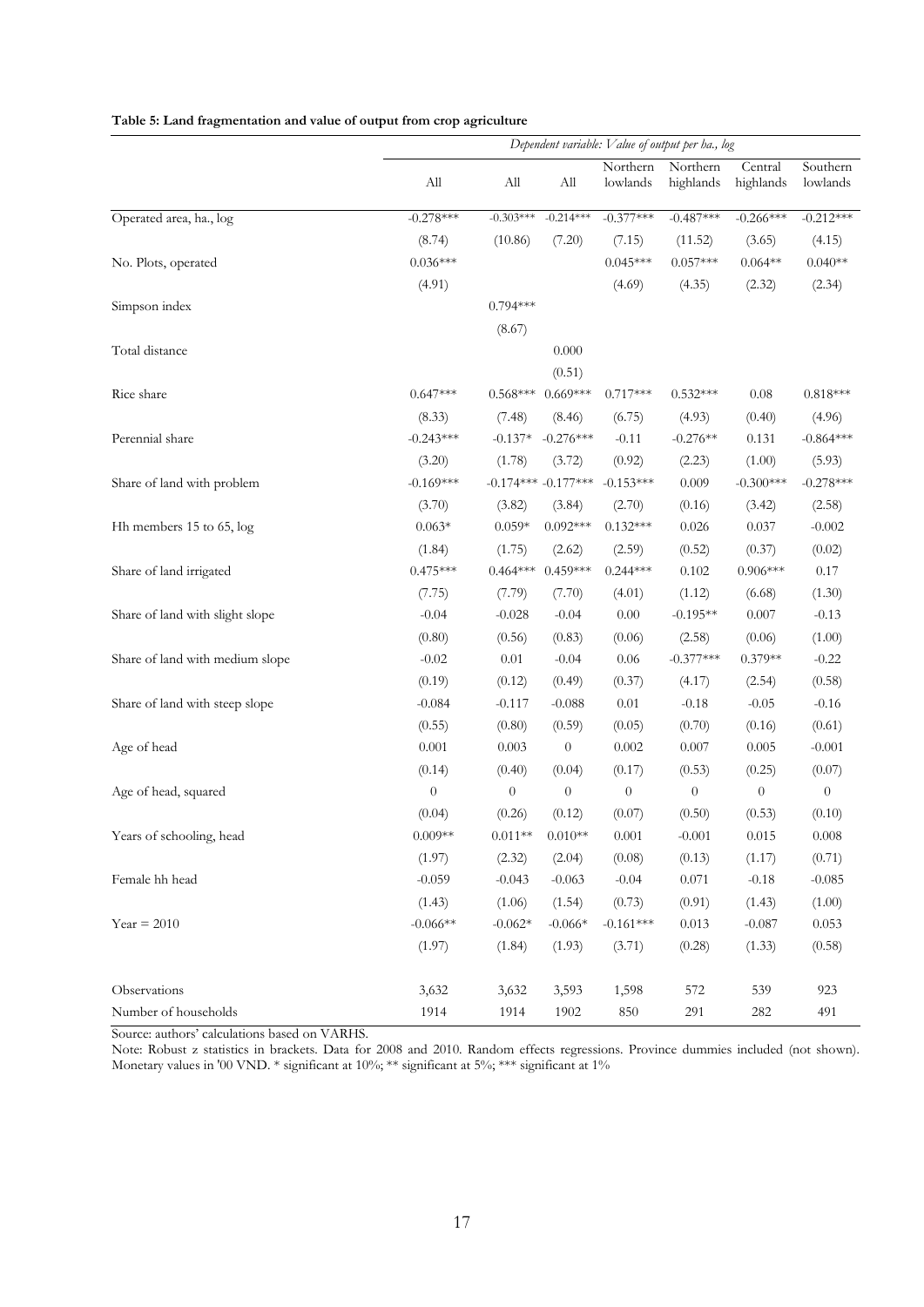**Table 5: Land fragmentation and value of output from crop agriculture**

| | *Dependent variable: Value of output per ha., log* | | | | | | |
|---|---|---|---|---|---|---|---|
| | All | All | All | Northern lowlands | Northern highlands | Central highlands | Southern lowlands |
| Operated area, ha., log | -0.278*** | -0.303*** | -0.214*** | -0.377*** | -0.487*** | -0.266*** | -0.212*** |
| | (8.74) | (10.86) | (7.20) | (7.15) | (11.52) | (3.65) | (4.15) |
| No. Plots, operated | 0.036*** | | | 0.045*** | 0.057*** | 0.064** | 0.040** |
| | (4.91) | | | (4.69) | (4.35) | (2.32) | (2.34) |
| Simpson index | | 0.794*** | | | | | |
| | | (8.67) | | | | | |
| Total distance | | | 0.000 | | | | |
| | | | (0.51) | | | | |
| Rice share | 0.647*** | 0.568*** | 0.669*** | 0.717*** | 0.532*** | 0.08 | 0.818*** |
| | (8.33) | (7.48) | (8.46) | (6.75) | (4.93) | (0.40) | (4.96) |
| Perennial share | -0.243*** | -0.137* | -0.276*** | -0.11 | -0.276** | 0.131 | -0.864*** |
| | (3.20) | (1.78) | (3.72) | (0.92) | (2.23) | (1.00) | (5.93) |
| Share of land with problem | -0.169*** | -0.174*** | -0.177*** | -0.153*** | 0.009 | -0.300*** | -0.278*** |
| | (3.70) | (3.82) | (3.84) | (2.70) | (0.16) | (3.42) | (2.58) |
| Hh members 15 to 65, log | 0.063* | 0.059* | 0.092*** | 0.132*** | 0.026 | 0.037 | -0.002 |
| | (1.84) | (1.75) | (2.62) | (2.59) | (0.52) | (0.37) | (0.02) |
| Share of land irrigated | 0.475*** | 0.464*** | 0.459*** | 0.244*** | 0.102 | 0.906*** | 0.17 |
| | (7.75) | (7.79) | (7.70) | (4.01) | (1.12) | (6.68) | (1.30) |
| Share of land with slight slope | -0.04 | -0.028 | -0.04 | 0.00 | -0.195** | 0.007 | -0.13 |
| | (0.80) | (0.56) | (0.83) | (0.06) | (2.58) | (0.06) | (1.00) |
| Share of land with medium slope | -0.02 | 0.01 | -0.04 | 0.06 | -0.377*** | 0.379** | -0.22 |
| | (0.19) | (0.12) | (0.49) | (0.37) | (4.17) | (2.54) | (0.58) |
| Share of land with steep slope | -0.084 | -0.117 | -0.088 | 0.01 | -0.18 | -0.05 | -0.16 |
| | (0.55) | (0.80) | (0.59) | (0.05) | (0.70) | (0.16) | (0.61) |
| Age of head | 0.001 | 0.003 | 0 | 0.002 | 0.007 | 0.005 | -0.001 |
| | (0.14) | (0.40) | (0.04) | (0.17) | (0.53) | (0.25) | (0.07) |
| Age of head, squared | 0 | 0 | 0 | 0 | 0 | 0 | 0 |
| | (0.04) | (0.26) | (0.12) | (0.07) | (0.50) | (0.53) | (0.10) |
| Years of schooling, head | 0.009** | 0.011** | 0.010** | 0.001 | -0.001 | 0.015 | 0.008 |
| | (1.97) | (2.32) | (2.04) | (0.08) | (0.13) | (1.17) | (0.71) |
| Female hh head | -0.059 | -0.043 | -0.063 | -0.04 | 0.071 | -0.18 | -0.085 |
| | (1.43) | (1.06) | (1.54) | (0.73) | (0.91) | (1.43) | (1.00) |
| Year = 2010 | -0.066** | -0.062* | -0.066* | -0.161*** | 0.013 | -0.087 | 0.053 |
| | (1.97) | (1.84) | (1.93) | (3.71) | (0.28) | (1.33) | (0.58) |
| Observations | 3,632 | 3,632 | 3,593 | 1,598 | 572 | 539 | 923 |
| Number of households | 1914 | 1914 | 1902 | 850 | 291 | 282 | 491 |

Source: authors' calculations based on VARHS.

Note: Robust z statistics in brackets. Data for 2008 and 2010. Random effects regressions. Province dummies included (not shown). Monetary values in '00 VND. * significant at 10%; ** significant at 5%; *** significant at 1%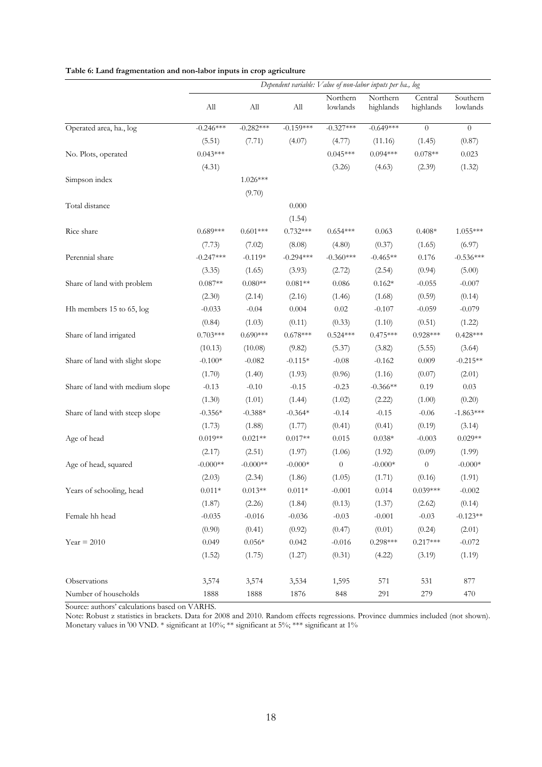**Table 6: Land fragmentation and non-labor inputs in crop agriculture**

| | *Dependent variable: Value of non-labor inputs per ha., log* | | | | | | |
|---|---|---|---|---|---|---|---|
| | All | All | All | Northern lowlands | Northern highlands | Central highlands | Southern lowlands |
| Operated area, ha., log | -0.246*** | -0.282*** | -0.159*** | -0.327*** | -0.649*** | 0 | 0 |
| | (5.51) | (7.71) | (4.07) | (4.77) | (11.16) | (1.45) | (0.87) |
| No. Plots, operated | 0.043*** | | | 0.045*** | 0.094*** | 0.078** | 0.023 |
| | (4.31) | | | (3.26) | (4.63) | (2.39) | (1.32) |
| Simpson index | | 1.026*** | | | | | |
| | | (9.70) | | | | | |
| Total distance | | | 0.000 | | | | |
| | | | (1.54) | | | | |
| Rice share | 0.689*** | 0.601*** | 0.732*** | 0.654*** | 0.063 | 0.408* | 1.055*** |
| | (7.73) | (7.02) | (8.08) | (4.80) | (0.37) | (1.65) | (6.97) |
| Perennial share | -0.247*** | -0.119* | -0.294*** | -0.360*** | -0.465** | 0.176 | -0.536*** |
| | (3.35) | (1.65) | (3.93) | (2.72) | (2.54) | (0.94) | (5.00) |
| Share of land with problem | 0.087** | 0.080** | 0.081** | 0.086 | 0.162* | -0.055 | -0.007 |
| | (2.30) | (2.14) | (2.16) | (1.46) | (1.68) | (0.59) | (0.14) |
| Hh members 15 to 65, log | -0.033 | -0.04 | 0.004 | 0.02 | -0.107 | -0.059 | -0.079 |
| | (0.84) | (1.03) | (0.11) | (0.33) | (1.10) | (0.51) | (1.22) |
| Share of land irrigated | 0.703*** | 0.690*** | 0.678*** | 0.524*** | 0.475*** | 0.928*** | 0.428*** |
| | (10.13) | (10.08) | (9.82) | (5.37) | (3.82) | (5.55) | (3.64) |
| Share of land with slight slope | -0.100* | -0.082 | -0.115* | -0.08 | -0.162 | 0.009 | -0.215** |
| | (1.70) | (1.40) | (1.93) | (0.96) | (1.16) | (0.07) | (2.01) |
| Share of land with medium slope | -0.13 | -0.10 | -0.15 | -0.23 | -0.366** | 0.19 | 0.03 |
| | (1.30) | (1.01) | (1.44) | (1.02) | (2.22) | (1.00) | (0.20) |
| Share of land with steep slope | -0.356* | -0.388* | -0.364* | -0.14 | -0.15 | -0.06 | -1.863*** |
| | (1.73) | (1.88) | (1.77) | (0.41) | (0.41) | (0.19) | (3.14) |
| Age of head | 0.019** | 0.021** | 0.017** | 0.015 | 0.038* | -0.003 | 0.029** |
| | (2.17) | (2.51) | (1.97) | (1.06) | (1.92) | (0.09) | (1.99) |
| Age of head, squared | -0.000** | -0.000** | -0.000* | 0 | -0.000* | 0 | -0.000* |
| | (2.03) | (2.34) | (1.86) | (1.05) | (1.71) | (0.16) | (1.91) |
| Years of schooling, head | 0.011* | 0.013** | 0.011* | -0.001 | 0.014 | 0.039*** | -0.002 |
| | (1.87) | (2.26) | (1.84) | (0.13) | (1.37) | (2.62) | (0.14) |
| Female hh head | -0.035 | -0.016 | -0.036 | -0.03 | -0.001 | -0.03 | -0.123** |
| | (0.90) | (0.41) | (0.92) | (0.47) | (0.01) | (0.24) | (2.01) |
| Year = 2010 | 0.049 | 0.056* | 0.042 | -0.016 | 0.298*** | 0.217*** | -0.072 |
| | (1.52) | (1.75) | (1.27) | (0.31) | (4.22) | (3.19) | (1.19) |
| Observations | 3,574 | 3,574 | 3,534 | 1,595 | 571 | 531 | 877 |
| Number of households | 1888 | 1888 | 1876 | 848 | 291 | 279 | 470 |

Source: authors' calculations based on VARHS.

Note: Robust z statistics in brackets. Data for 2008 and 2010. Random effects regressions. Province dummies included (not shown). Monetary values in '00 VND. * significant at 10%; ** significant at 5%; *** significant at 1%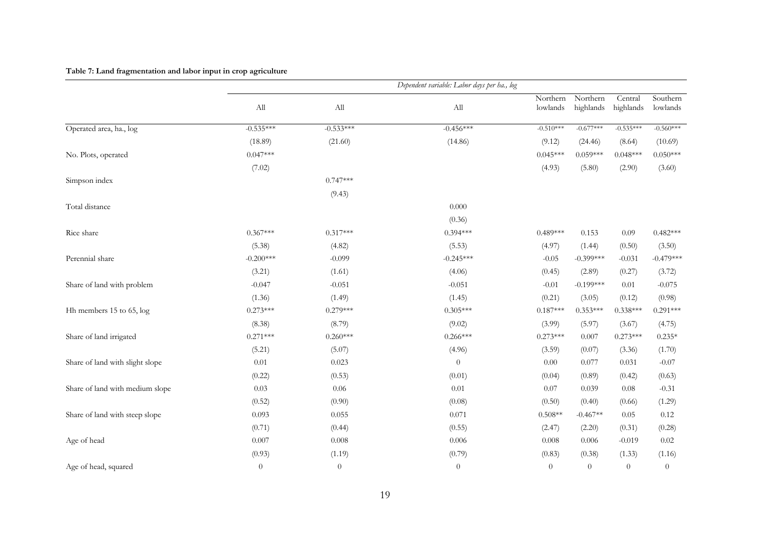**Table 7: Land fragmentation and labor input in crop agriculture**

| | *Dependent variable: Labor days per ha., log* | | | | | | |
|---|---|---|---|---|---|---|---|
| | All | All | All | Northern lowlands | Northern highlands | Central highlands | Southern lowlands |
| Operated area, ha., log | -0.535*** | -0.533*** | -0.456*** | -0.510*** | -0.677*** | -0.535*** | -0.560*** |
| | (18.89) | (21.60) | (14.86) | (9.12) | (24.46) | (8.64) | (10.69) |
| No. Plots, operated | 0.047*** | | | 0.045*** | 0.059*** | 0.048*** | 0.050*** |
| | (7.02) | | | (4.93) | (5.80) | (2.90) | (3.60) |
| Simpson index | | 0.747*** | | | | | |
| | | (9.43) | | | | | |
| Total distance | | | 0.000 | | | | |
| | | | (0.36) | | | | |
| Rice share | 0.367*** | 0.317*** | 0.394*** | 0.489*** | 0.153 | 0.09 | 0.482*** |
| | (5.38) | (4.82) | (5.53) | (4.97) | (1.44) | (0.50) | (3.50) |
| Perennial share | -0.200*** | -0.099 | -0.245*** | -0.05 | -0.399*** | -0.031 | -0.479*** |
| | (3.21) | (1.61) | (4.06) | (0.45) | (2.89) | (0.27) | (3.72) |
| Share of land with problem | -0.047 | -0.051 | -0.051 | -0.01 | -0.199*** | 0.01 | -0.075 |
| | (1.36) | (1.49) | (1.45) | (0.21) | (3.05) | (0.12) | (0.98) |
| Hh members 15 to 65, log | 0.273*** | 0.279*** | 0.305*** | 0.187*** | 0.353*** | 0.338*** | 0.291*** |
| | (8.38) | (8.79) | (9.02) | (3.99) | (5.97) | (3.67) | (4.75) |
| Share of land irrigated | 0.271*** | 0.260*** | 0.266*** | 0.273*** | 0.007 | 0.273*** | 0.235* |
| | (5.21) | (5.07) | (4.96) | (3.59) | (0.07) | (3.36) | (1.70) |
| Share of land with slight slope | 0.01 | 0.023 | 0 | 0.00 | 0.077 | 0.031 | -0.07 |
| | (0.22) | (0.53) | (0.01) | (0.04) | (0.89) | (0.42) | (0.63) |
| Share of land with medium slope | 0.03 | 0.06 | 0.01 | 0.07 | 0.039 | 0.08 | -0.31 |
| | (0.52) | (0.90) | (0.08) | (0.50) | (0.40) | (0.66) | (1.29) |
| Share of land with steep slope | 0.093 | 0.055 | 0.071 | 0.508** | -0.467** | 0.05 | 0.12 |
| | (0.71) | (0.44) | (0.55) | (2.47) | (2.20) | (0.31) | (0.28) |
| Age of head | 0.007 | 0.008 | 0.006 | 0.008 | 0.006 | -0.019 | 0.02 |
| | (0.93) | (1.19) | (0.79) | (0.83) | (0.38) | (1.33) | (1.16) |
| Age of head, squared | 0 | 0 | 0 | 0 | 0 | 0 | 0 |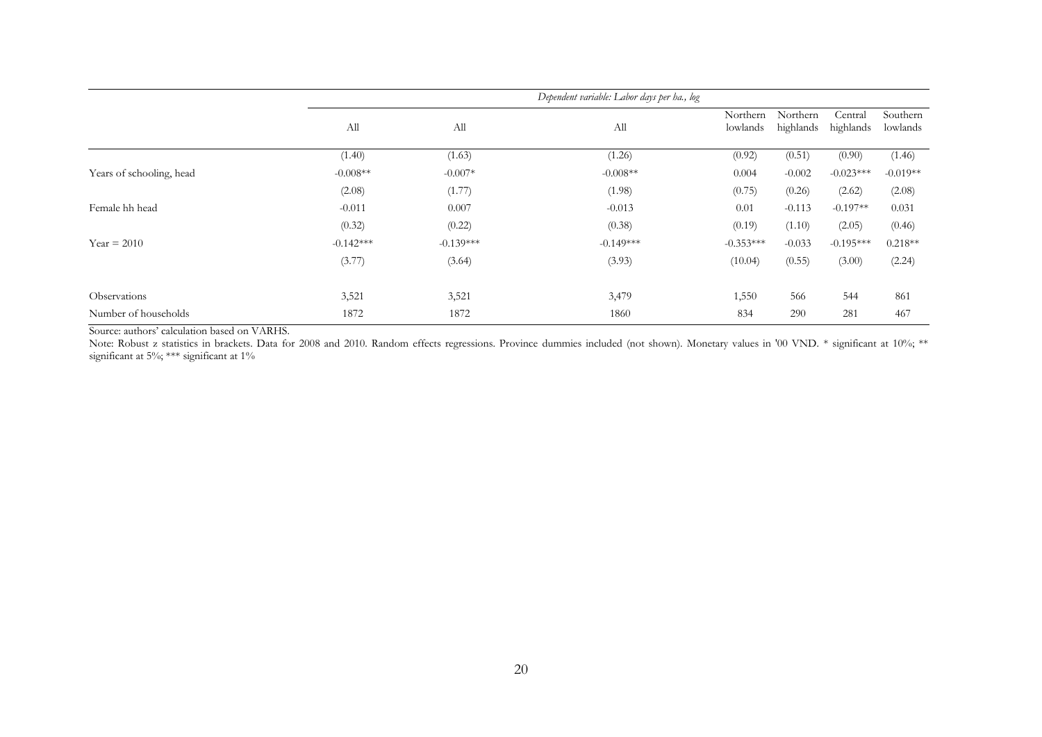| | *Dependent variable: Labor days per ha., log* | | | | | | |
|---|---|---|---|---|---|---|---|
| | All | All | All | Northern lowlands | Northern highlands | Central highlands | Southern lowlands |
| | (1.40) | (1.63) | (1.26) | (0.92) | (0.51) | (0.90) | (1.46) |
| Years of schooling, head | -0.008** | -0.007* | -0.008** | 0.004 | -0.002 | -0.023*** | -0.019** |
| | (2.08) | (1.77) | (1.98) | (0.75) | (0.26) | (2.62) | (2.08) |
| Female hh head | -0.011 | 0.007 | -0.013 | 0.01 | -0.113 | -0.197** | 0.031 |
| | (0.32) | (0.22) | (0.38) | (0.19) | (1.10) | (2.05) | (0.46) |
| Year = 2010 | -0.142*** | -0.139*** | -0.149*** | -0.353*** | -0.033 | -0.195*** | 0.218** |
| | (3.77) | (3.64) | (3.93) | (10.04) | (0.55) | (3.00) | (2.24) |
| Observations | 3,521 | 3,521 | 3,479 | 1,550 | 566 | 544 | 861 |
| Number of households | 1872 | 1872 | 1860 | 834 | 290 | 281 | 467 |

Source: authors' calculation based on VARHS.

Note: Robust z statistics in brackets. Data for 2008 and 2010. Random effects regressions. Province dummies included (not shown). Monetary values in '00 VND. * significant at 10%; ** significant at 5%; *** significant at 1%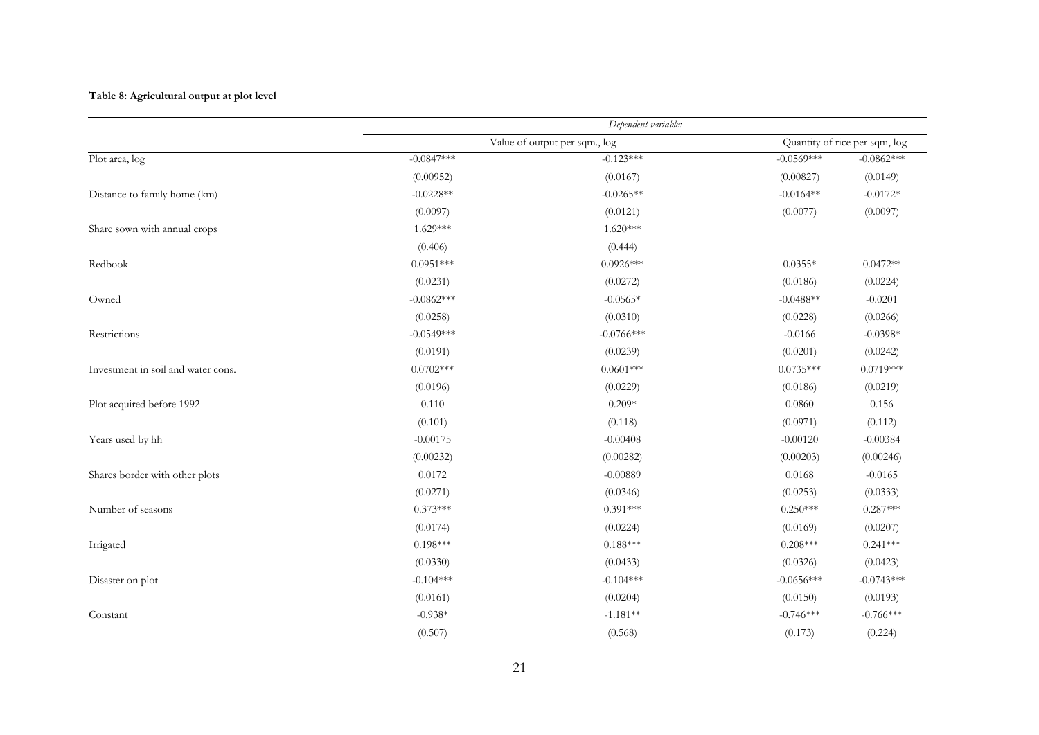**Table 8: Agricultural output at plot level**

| | *Dependent variable:* | | | |
|---|---|---|---|---|
| | Value of output per sqm., log | | Quantity of rice per sqm, log | |
| Plot area, log | -0.0847*** | -0.123*** | -0.0569*** | -0.0862*** |
| | (0.00952) | (0.0167) | (0.00827) | (0.0149) |
| Distance to family home (km) | -0.0228** | -0.0265** | -0.0164** | -0.0172* |
| | (0.0097) | (0.0121) | (0.0077) | (0.0097) |
| Share sown with annual crops | 1.629*** | 1.620*** | | |
| | (0.406) | (0.444) | | |
| Redbook | 0.0951*** | 0.0926*** | 0.0355* | 0.0472** |
| | (0.0231) | (0.0272) | (0.0186) | (0.0224) |
| Owned | -0.0862*** | -0.0565* | -0.0488** | -0.0201 |
| | (0.0258) | (0.0310) | (0.0228) | (0.0266) |
| Restrictions | -0.0549*** | -0.0766*** | -0.0166 | -0.0398* |
| | (0.0191) | (0.0239) | (0.0201) | (0.0242) |
| Investment in soil and water cons. | 0.0702*** | 0.0601*** | 0.0735*** | 0.0719*** |
| | (0.0196) | (0.0229) | (0.0186) | (0.0219) |
| Plot acquired before 1992 | 0.110 | 0.209* | 0.0860 | 0.156 |
| | (0.101) | (0.118) | (0.0971) | (0.112) |
| Years used by hh | -0.00175 | -0.00408 | -0.00120 | -0.00384 |
| | (0.00232) | (0.00282) | (0.00203) | (0.00246) |
| Shares border with other plots | 0.0172 | -0.00889 | 0.0168 | -0.0165 |
| | (0.0271) | (0.0346) | (0.0253) | (0.0333) |
| Number of seasons | 0.373*** | 0.391*** | 0.250*** | 0.287*** |
| | (0.0174) | (0.0224) | (0.0169) | (0.0207) |
| Irrigated | 0.198*** | 0.188*** | 0.208*** | 0.241*** |
| | (0.0330) | (0.0433) | (0.0326) | (0.0423) |
| Disaster on plot | -0.104*** | -0.104*** | -0.0656*** | -0.0743*** |
| | (0.0161) | (0.0204) | (0.0150) | (0.0193) |
| Constant | -0.938* | -1.181** | -0.746*** | -0.766*** |
| | (0.507) | (0.568) | (0.173) | (0.224) |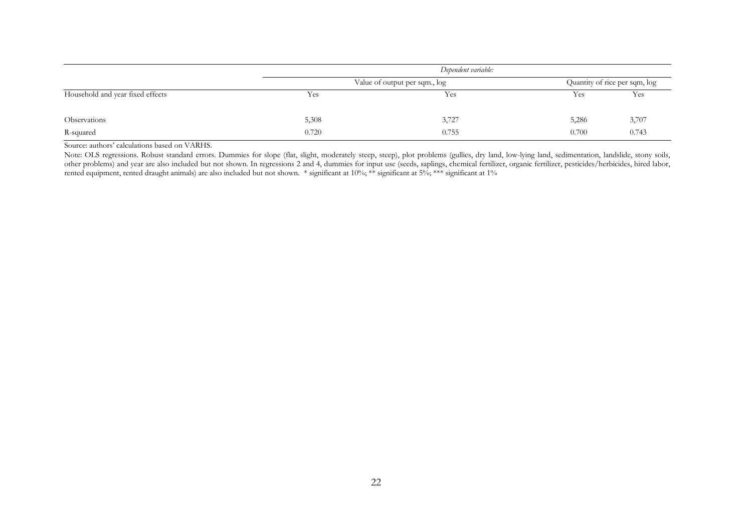| | *Dependent variable:* | | | |
|---|---|---|---|---|
| | Value of output per sqm., log | | Quantity of rice per sqm, log | |
| Household and year fixed effects | Yes | Yes | Yes | Yes |
| Observations | 5,308 | 3,727 | 5,286 | 3,707 |
| R-squared | 0.720 | 0.755 | 0.700 | 0.743 |

Source: authors' calculations based on VARHS.

Note: OLS regressions. Robust standard errors. Dummies for slope (flat, slight, moderately steep, steep), plot problems (gullies, dry land, low-lying land, sedimentation, landslide, stony soils, other problems) and year are also included but not shown. In regressions 2 and 4, dummies for input use (seeds, saplings, chemical fertilizer, organic fertilizer, pesticides/herbicides, hired labor, rented equipment, rented draught animals) are also included but not shown. * significant at 10%; ** significant at 5%; *** significant at 1%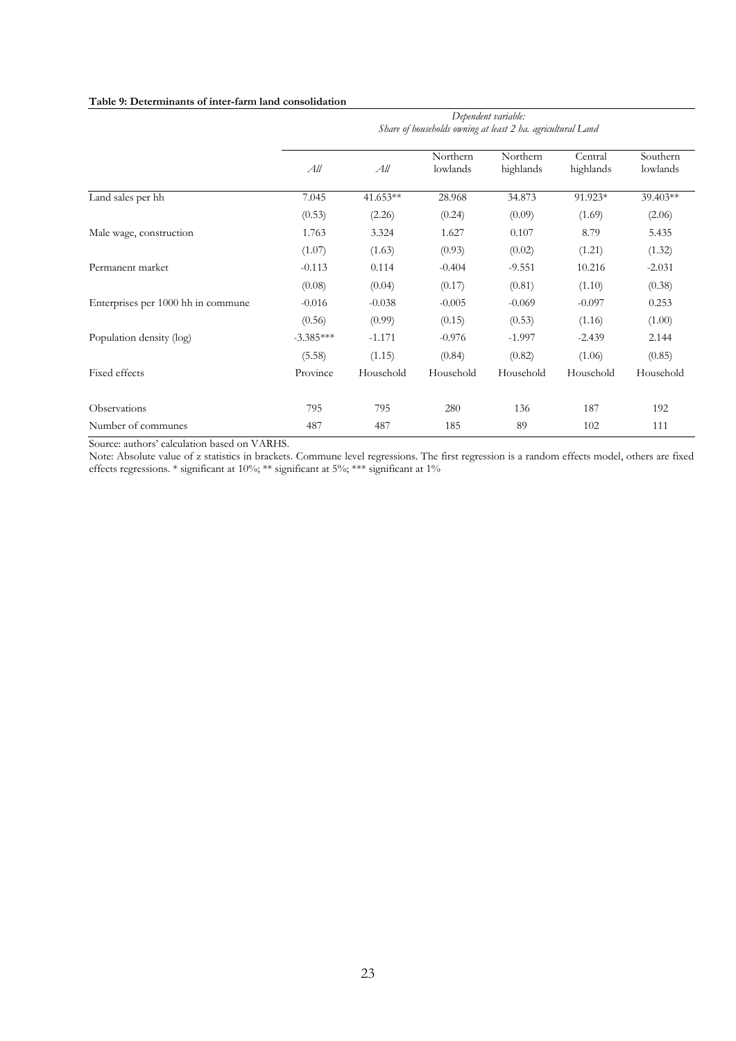**Table 9: Determinants of inter-farm land consolidation**

| | *Dependent variable: Share of households owning at least 2 ha. agricultural Land* | | | | | |
|---|---|---|---|---|---|---|
| | *All* | *All* | Northern lowlands | Northern highlands | Central highlands | Southern lowlands |
| Land sales per hh | 7.045 | 41.653** | 28.968 | 34.873 | 91.923* | 39.403** |
| | (0.53) | (2.26) | (0.24) | (0.09) | (1.69) | (2.06) |
| Male wage, construction | 1.763 | 3.324 | 1.627 | 0.107 | 8.79 | 5.435 |
| | (1.07) | (1.63) | (0.93) | (0.02) | (1.21) | (1.32) |
| Permanent market | -0.113 | 0.114 | -0.404 | -9.551 | 10.216 | -2.031 |
| | (0.08) | (0.04) | (0.17) | (0.81) | (1.10) | (0.38) |
| Enterprises per 1000 hh in commune | -0.016 | -0.038 | -0.005 | -0.069 | -0.097 | 0.253 |
| | (0.56) | (0.99) | (0.15) | (0.53) | (1.16) | (1.00) |
| Population density (log) | -3.385*** | -1.171 | -0.976 | -1.997 | -2.439 | 2.144 |
| | (5.58) | (1.15) | (0.84) | (0.82) | (1.06) | (0.85) |
| Fixed effects | Province | Household | Household | Household | Household | Household |
| Observations | 795 | 795 | 280 | 136 | 187 | 192 |
| Number of communes | 487 | 487 | 185 | 89 | 102 | 111 |

Source: authors' calculation based on VARHS.

Note: Absolute value of z statistics in brackets. Commune level regressions. The first regression is a random effects model, others are fixed effects regressions. * significant at 10%; ** significant at 5%; *** significant at 1%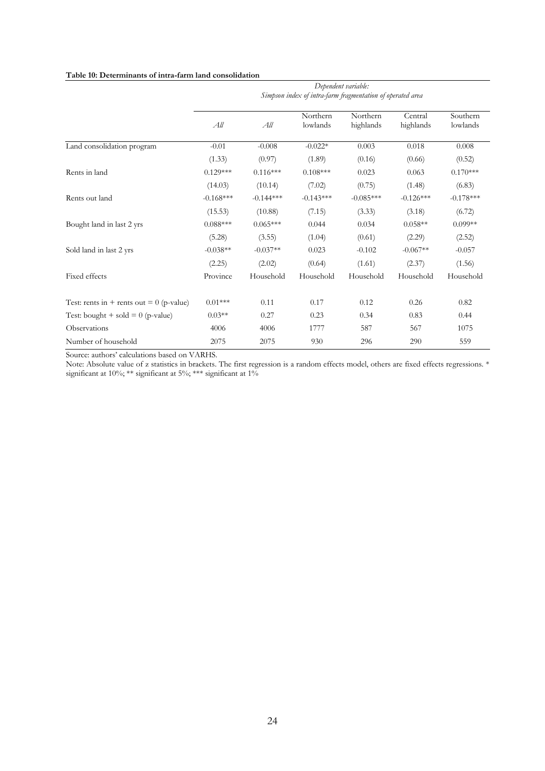**Table 10: Determinants of intra-farm land consolidation**

| | *Dependent variable: Simpson index of intra-farm fragmentation of operated area* | | | | | |
|---|---|---|---|---|---|---|
| | *All* | *All* | Northern lowlands | Northern highlands | Central highlands | Southern lowlands |
| Land consolidation program | -0.01 | -0.008 | -0.022* | 0.003 | 0.018 | 0.008 |
| | (1.33) | (0.97) | (1.89) | (0.16) | (0.66) | (0.52) |
| Rents in land | 0.129*** | 0.116*** | 0.108*** | 0.023 | 0.063 | 0.170*** |
| | (14.03) | (10.14) | (7.02) | (0.75) | (1.48) | (6.83) |
| Rents out land | -0.168*** | -0.144*** | -0.143*** | -0.085*** | -0.126*** | -0.178*** |
| | (15.53) | (10.88) | (7.15) | (3.33) | (3.18) | (6.72) |
| Bought land in last 2 yrs | 0.088*** | 0.065*** | 0.044 | 0.034 | 0.058** | 0.099** |
| | (5.28) | (3.55) | (1.04) | (0.61) | (2.29) | (2.52) |
| Sold land in last 2 yrs | -0.038** | -0.037** | 0.023 | -0.102 | -0.067** | -0.057 |
| | (2.25) | (2.02) | (0.64) | (1.61) | (2.37) | (1.56) |
| Fixed effects | Province | Household | Household | Household | Household | Household |
| Test: rents in + rents out = 0 (p-value) | 0.01*** | 0.11 | 0.17 | 0.12 | 0.26 | 0.82 |
| Test: bought + sold = 0 (p-value) | 0.03** | 0.27 | 0.23 | 0.34 | 0.83 | 0.44 |
| Observations | 4006 | 4006 | 1777 | 587 | 567 | 1075 |
| Number of household | 2075 | 2075 | 930 | 296 | 290 | 559 |

Source: authors' calculations based on VARHS.

Note: Absolute value of z statistics in brackets. The first regression is a random effects model, others are fixed effects regressions. * significant at 10%; ** significant at 5%; *** significant at 1%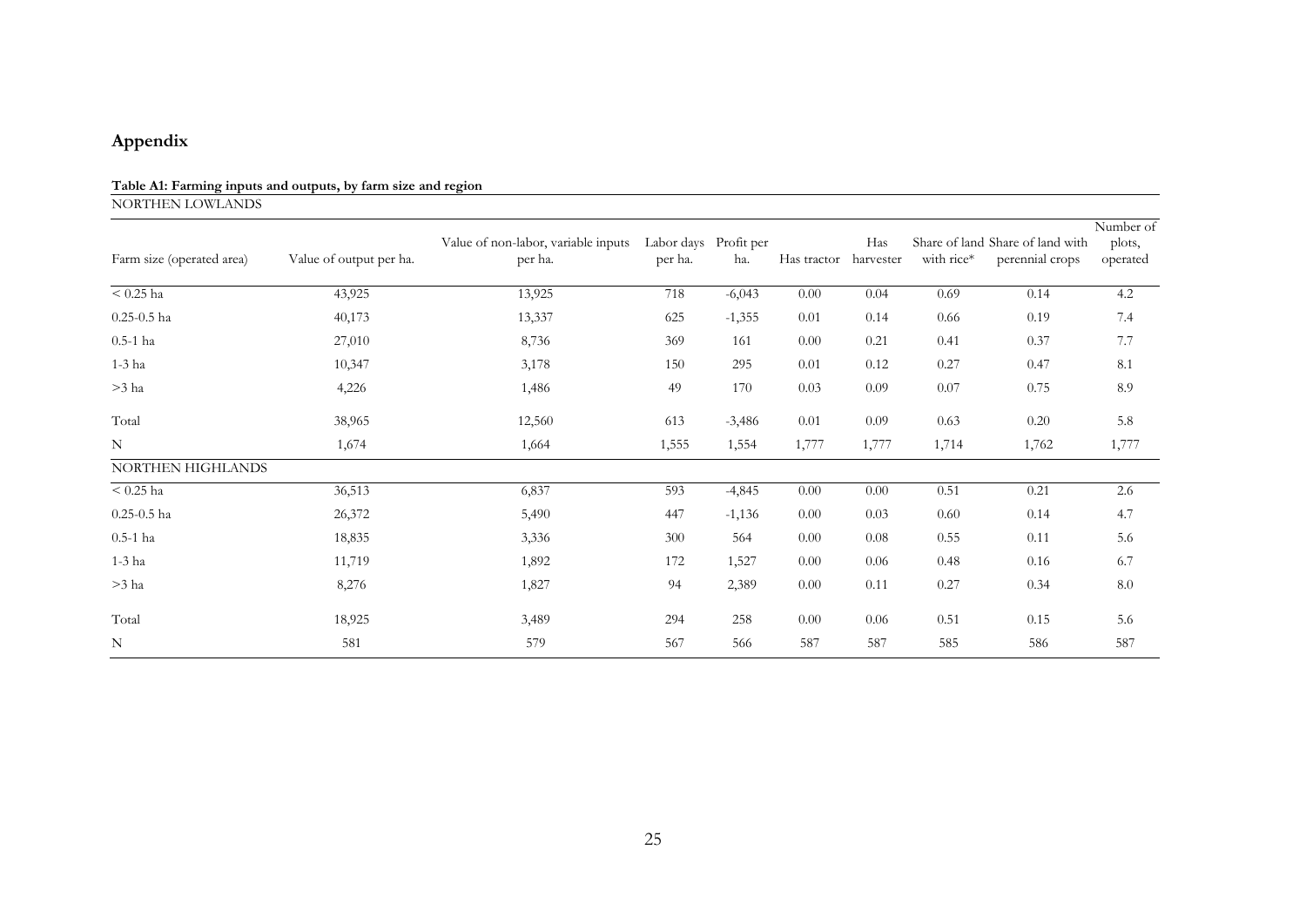## Appendix

**Table A1: Farming inputs and outputs, by farm size and region**

| Farm size (operated area) | Value of output per ha. | Value of non-labor, variable inputs per ha. | Labor days per ha. | Profit per ha. | Has tractor | Has harvester | Share of land with rice* | Share of land with perennial crops | Number of plots, operated |
|---|---|---|---|---|---|---|---|---|---|
| NORTHEN LOWLANDS | | | | | | | | | |
| < 0.25 ha | 43,925 | 13,925 | 718 | -6,043 | 0.00 | 0.04 | 0.69 | 0.14 | 4.2 |
| 0.25-0.5 ha | 40,173 | 13,337 | 625 | -1,355 | 0.01 | 0.14 | 0.66 | 0.19 | 7.4 |
| 0.5-1 ha | 27,010 | 8,736 | 369 | 161 | 0.00 | 0.21 | 0.41 | 0.37 | 7.7 |
| 1-3 ha | 10,347 | 3,178 | 150 | 295 | 0.01 | 0.12 | 0.27 | 0.47 | 8.1 |
| >3 ha | 4,226 | 1,486 | 49 | 170 | 0.03 | 0.09 | 0.07 | 0.75 | 8.9 |
| Total | 38,965 | 12,560 | 613 | -3,486 | 0.01 | 0.09 | 0.63 | 0.20 | 5.8 |
| N | 1,674 | 1,664 | 1,555 | 1,554 | 1,777 | 1,777 | 1,714 | 1,762 | 1,777 |
| NORTHEN HIGHLANDS | | | | | | | | | |
| < 0.25 ha | 36,513 | 6,837 | 593 | -4,845 | 0.00 | 0.00 | 0.51 | 0.21 | 2.6 |
| 0.25-0.5 ha | 26,372 | 5,490 | 447 | -1,136 | 0.00 | 0.03 | 0.60 | 0.14 | 4.7 |
| 0.5-1 ha | 18,835 | 3,336 | 300 | 564 | 0.00 | 0.08 | 0.55 | 0.11 | 5.6 |
| 1-3 ha | 11,719 | 1,892 | 172 | 1,527 | 0.00 | 0.06 | 0.48 | 0.16 | 6.7 |
| >3 ha | 8,276 | 1,827 | 94 | 2,389 | 0.00 | 0.11 | 0.27 | 0.34 | 8.0 |
| Total | 18,925 | 3,489 | 294 | 258 | 0.00 | 0.06 | 0.51 | 0.15 | 5.6 |
| N | 581 | 579 | 567 | 566 | 587 | 587 | 585 | 586 | 587 |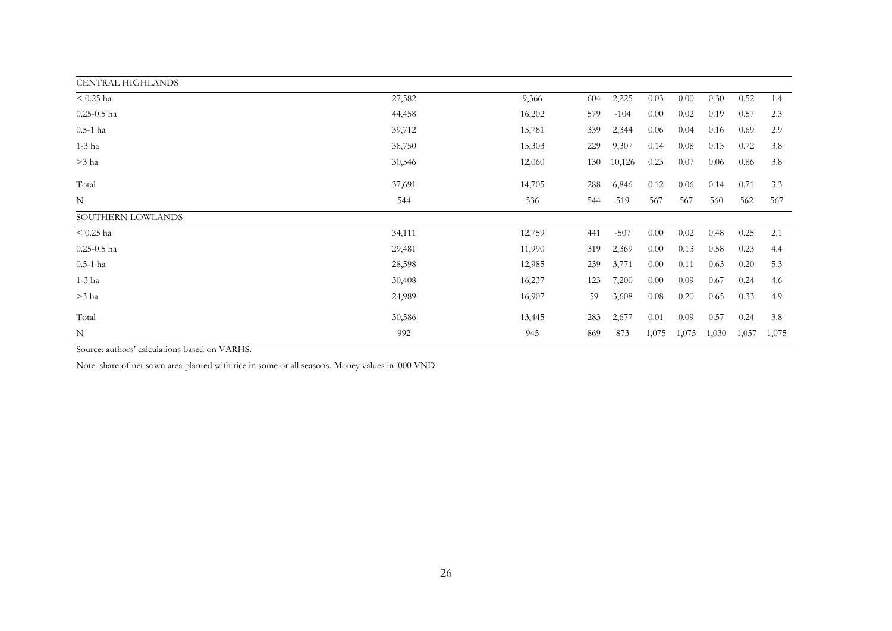| | | | | | | | | | |
|---|---|---|---|---|---|---|---|---|---|
| CENTRAL HIGHLANDS | | | | | | | | | |
| < 0.25 ha | 27,582 | 9,366 | 604 | 2,225 | 0.03 | 0.00 | 0.30 | 0.52 | 1.4 |
| 0.25-0.5 ha | 44,458 | 16,202 | 579 | -104 | 0.00 | 0.02 | 0.19 | 0.57 | 2.3 |
| 0.5-1 ha | 39,712 | 15,781 | 339 | 2,344 | 0.06 | 0.04 | 0.16 | 0.69 | 2.9 |
| 1-3 ha | 38,750 | 15,303 | 229 | 9,307 | 0.14 | 0.08 | 0.13 | 0.72 | 3.8 |
| >3 ha | 30,546 | 12,060 | 130 | 10,126 | 0.23 | 0.07 | 0.06 | 0.86 | 3.8 |
| Total | 37,691 | 14,705 | 288 | 6,846 | 0.12 | 0.06 | 0.14 | 0.71 | 3.3 |
| N | 544 | 536 | 544 | 519 | 567 | 567 | 560 | 562 | 567 |
| SOUTHERN LOWLANDS | | | | | | | | | |
| < 0.25 ha | 34,111 | 12,759 | 441 | -507 | 0.00 | 0.02 | 0.48 | 0.25 | 2.1 |
| 0.25-0.5 ha | 29,481 | 11,990 | 319 | 2,369 | 0.00 | 0.13 | 0.58 | 0.23 | 4.4 |
| 0.5-1 ha | 28,598 | 12,985 | 239 | 3,771 | 0.00 | 0.11 | 0.63 | 0.20 | 5.3 |
| 1-3 ha | 30,408 | 16,237 | 123 | 7,200 | 0.00 | 0.09 | 0.67 | 0.24 | 4.6 |
| >3 ha | 24,989 | 16,907 | 59 | 3,608 | 0.08 | 0.20 | 0.65 | 0.33 | 4.9 |
| Total | 30,586 | 13,445 | 283 | 2,677 | 0.01 | 0.09 | 0.57 | 0.24 | 3.8 |
| N | 992 | 945 | 869 | 873 | 1,075 | 1,075 | 1,030 | 1,057 | 1,075 |

Source: authors' calculations based on VARHS.

Note: share of net sown area planted with rice in some or all seasons. Money values in '000 VND.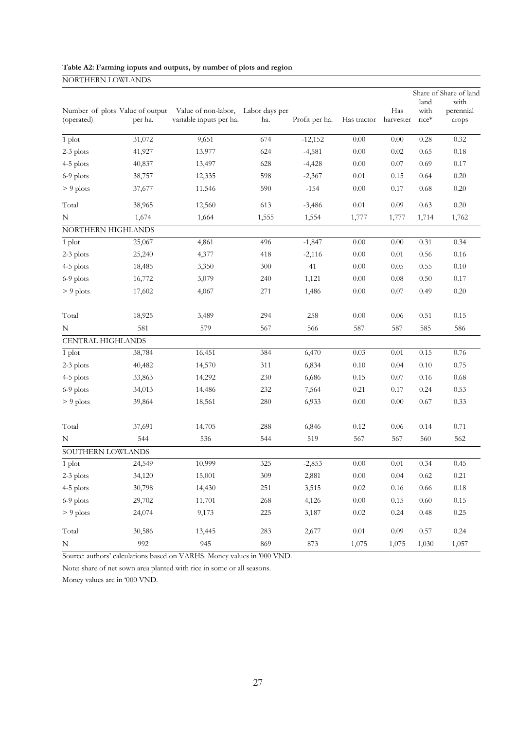**Table A2: Farming inputs and outputs, by number of plots and region**

| Number of plots (operated) | Value of output per ha. | Value of non-labor, variable inputs per ha. | Labor days per ha. | Profit per ha. | Has tractor | Has harvester | Share of land with rice* | Share of land with perennial crops |
|---|---|---|---|---|---|---|---|---|
| NORTHERN LOWLANDS | | | | | | | | |
| 1 plot | 31,072 | 9,651 | 674 | -12,152 | 0.00 | 0.00 | 0.28 | 0.32 |
| 2-3 plots | 41,927 | 13,977 | 624 | -4,581 | 0.00 | 0.02 | 0.65 | 0.18 |
| 4-5 plots | 40,837 | 13,497 | 628 | -4,428 | 0.00 | 0.07 | 0.69 | 0.17 |
| 6-9 plots | 38,757 | 12,335 | 598 | -2,367 | 0.01 | 0.15 | 0.64 | 0.20 |
| > 9 plots | 37,677 | 11,546 | 590 | -154 | 0.00 | 0.17 | 0.68 | 0.20 |
| Total | 38,965 | 12,560 | 613 | -3,486 | 0.01 | 0.09 | 0.63 | 0.20 |
| N | 1,674 | 1,664 | 1,555 | 1,554 | 1,777 | 1,777 | 1,714 | 1,762 |
| NORTHERN HIGHLANDS | | | | | | | | |
| 1 plot | 25,067 | 4,861 | 496 | -1,847 | 0.00 | 0.00 | 0.31 | 0.34 |
| 2-3 plots | 25,240 | 4,377 | 418 | -2,116 | 0.00 | 0.01 | 0.56 | 0.16 |
| 4-5 plots | 18,485 | 3,350 | 300 | 41 | 0.00 | 0.05 | 0.55 | 0.10 |
| 6-9 plots | 16,772 | 3,079 | 240 | 1,121 | 0.00 | 0.08 | 0.50 | 0.17 |
| > 9 plots | 17,602 | 4,067 | 271 | 1,486 | 0.00 | 0.07 | 0.49 | 0.20 |
| Total | 18,925 | 3,489 | 294 | 258 | 0.00 | 0.06 | 0.51 | 0.15 |
| N | 581 | 579 | 567 | 566 | 587 | 587 | 585 | 586 |
| CENTRAL HIGHLANDS | | | | | | | | |
| 1 plot | 38,784 | 16,451 | 384 | 6,470 | 0.03 | 0.01 | 0.15 | 0.76 |
| 2-3 plots | 40,482 | 14,570 | 311 | 6,834 | 0.10 | 0.04 | 0.10 | 0.75 |
| 4-5 plots | 33,863 | 14,292 | 230 | 6,686 | 0.15 | 0.07 | 0.16 | 0.68 |
| 6-9 plots | 34,013 | 14,486 | 232 | 7,564 | 0.21 | 0.17 | 0.24 | 0.53 |
| > 9 plots | 39,864 | 18,561 | 280 | 6,933 | 0.00 | 0.00 | 0.67 | 0.33 |
| Total | 37,691 | 14,705 | 288 | 6,846 | 0.12 | 0.06 | 0.14 | 0.71 |
| N | 544 | 536 | 544 | 519 | 567 | 567 | 560 | 562 |
| SOUTHERN LOWLANDS | | | | | | | | |
| 1 plot | 24,549 | 10,999 | 325 | -2,853 | 0.00 | 0.01 | 0.34 | 0.45 |
| 2-3 plots | 34,120 | 15,001 | 309 | 2,881 | 0.00 | 0.04 | 0.62 | 0.21 |
| 4-5 plots | 30,798 | 14,430 | 251 | 3,515 | 0.02 | 0.16 | 0.66 | 0.18 |
| 6-9 plots | 29,702 | 11,701 | 268 | 4,126 | 0.00 | 0.15 | 0.60 | 0.15 |
| > 9 plots | 24,074 | 9,173 | 225 | 3,187 | 0.02 | 0.24 | 0.48 | 0.25 |
| Total | 30,586 | 13,445 | 283 | 2,677 | 0.01 | 0.09 | 0.57 | 0.24 |
| N | 992 | 945 | 869 | 873 | 1,075 | 1,075 | 1,030 | 1,057 |

Source: authors' calculations based on VARHS. Money values in '000 VND.

Note: share of net sown area planted with rice in some or all seasons.

Money values are in '000 VND.